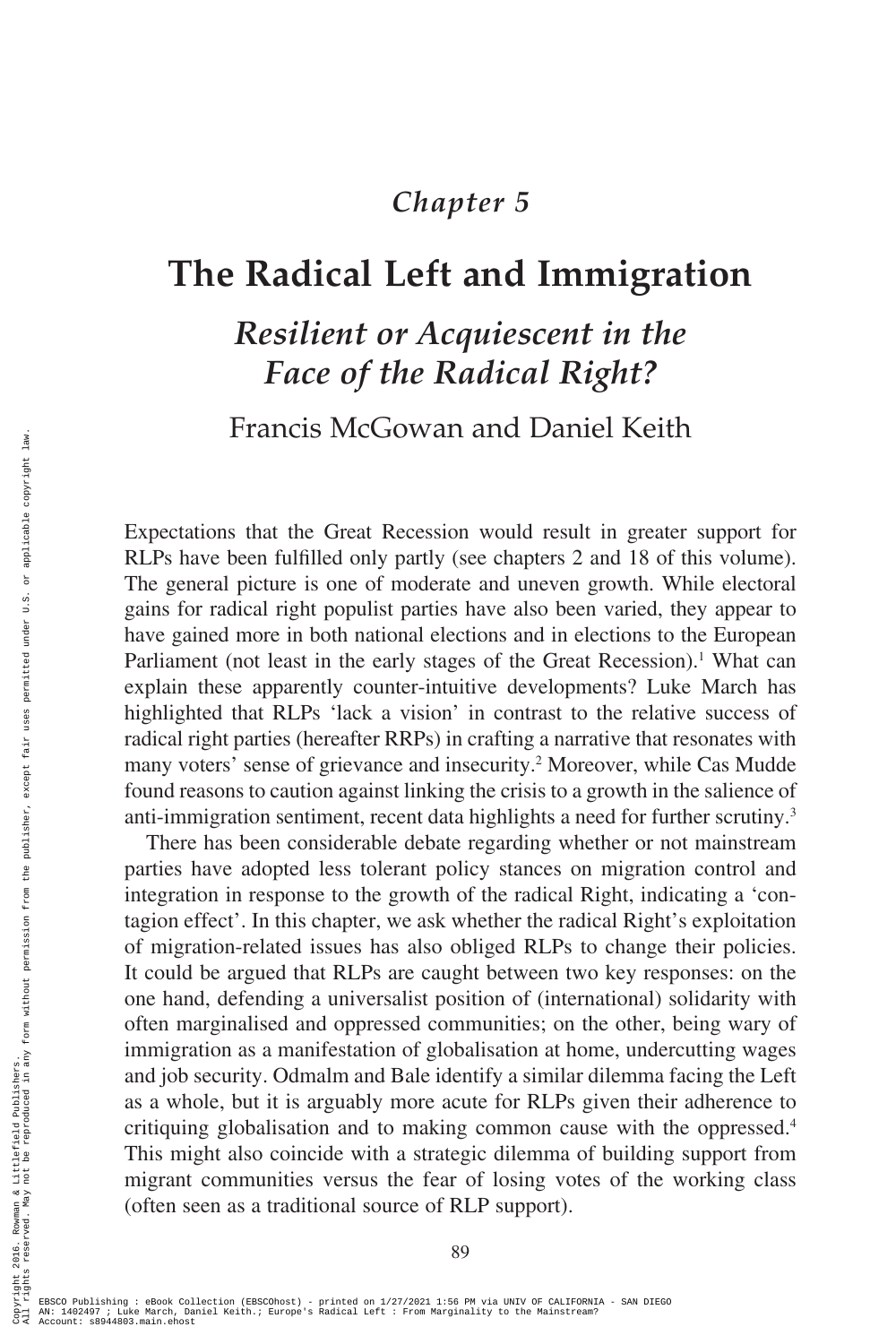## Chapter 5

# The Radical Left and Immigration

## *Resilient or Acquiescent in the Face of the Radical Right?*

Francis McGowan and Daniel Keith

Expectations that the Great Recession would result in greater support for RLPs have been fulfilled only partly (see chapters 2 and 18 of this volume). The general picture is one of moderate and uneven growth. While electoral gains for radical right populist parties have also been varied, they appear to have gained more in both national elections and in elections to the European Parliament (not least in the early stages of the Great Recession).[1] What can explain these apparently counter-intuitive developments? Luke March has highlighted that RLPs 'lack a vision' in contrast to the relative success of radical right parties (hereafter RRPs) in crafting a narrative that resonates with many voters' sense of grievance and insecurity.[2] Moreover, while Cas Mudde found reasons to caution against linking the crisis to a growth in the salience of anti-immigration sentiment, recent data highlights a need for further scrutiny.[3]

There has been considerable debate regarding whether or not mainstream parties have adopted less tolerant policy stances on migration control and integration in response to the growth of the radical Right, indicating a 'contagion effect'. In this chapter, we ask whether the radical Right's exploitation of migration-related issues has also obliged RLPs to change their policies. It could be argued that RLPs are caught between two key responses: on the one hand, defending a universalist position of (international) solidarity with often marginalised and oppressed communities; on the other, being wary of immigration as a manifestation of globalisation at home, undercutting wages and job security. Odmalm and Bale identify a similar dilemma facing the Left as a whole, but it is arguably more acute for RLPs given their adherence to critiquing globalisation and to making common cause with the oppressed.[4] This might also coincide with a strategic dilemma of building support from migrant communities versus the fear of losing votes of the working class (often seen as a traditional source of RLP support).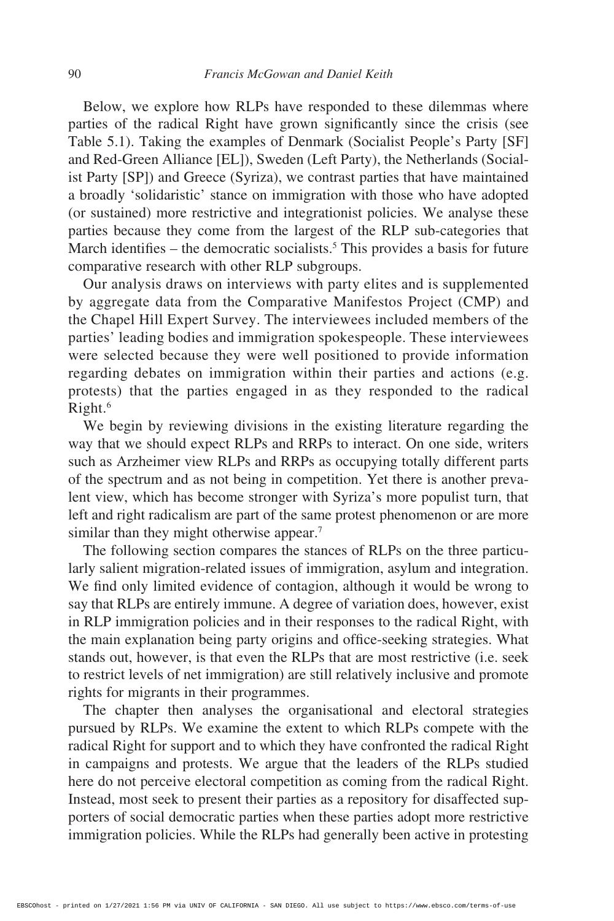Below, we explore how RLPs have responded to these dilemmas where parties of the radical Right have grown significantly since the crisis (see Table 5.1). Taking the examples of Denmark (Socialist People's Party [SF] and Red-Green Alliance [EL]), Sweden (Left Party), the Netherlands (Socialist Party [SP]) and Greece (Syriza), we contrast parties that have maintained a broadly 'solidaristic' stance on immigration with those who have adopted (or sustained) more restrictive and integrationist policies. We analyse these parties because they come from the largest of the RLP sub-categories that March identifies – the democratic socialists.[5] This provides a basis for future comparative research with other RLP subgroups.

Our analysis draws on interviews with party elites and is supplemented by aggregate data from the Comparative Manifestos Project (CMP) and the Chapel Hill Expert Survey. The interviewees included members of the parties' leading bodies and immigration spokespeople. These interviewees were selected because they were well positioned to provide information regarding debates on immigration within their parties and actions (e.g. protests) that the parties engaged in as they responded to the radical Right.[6]

We begin by reviewing divisions in the existing literature regarding the way that we should expect RLPs and RRPs to interact. On one side, writers such as Arzheimer view RLPs and RRPs as occupying totally different parts of the spectrum and as not being in competition. Yet there is another prevalent view, which has become stronger with Syriza's more populist turn, that left and right radicalism are part of the same protest phenomenon or are more similar than they might otherwise appear.[7]

The following section compares the stances of RLPs on the three particularly salient migration-related issues of immigration, asylum and integration. We find only limited evidence of contagion, although it would be wrong to say that RLPs are entirely immune. A degree of variation does, however, exist in RLP immigration policies and in their responses to the radical Right, with the main explanation being party origins and office-seeking strategies. What stands out, however, is that even the RLPs that are most restrictive (i.e. seek to restrict levels of net immigration) are still relatively inclusive and promote rights for migrants in their programmes.

The chapter then analyses the organisational and electoral strategies pursued by RLPs. We examine the extent to which RLPs compete with the radical Right for support and to which they have confronted the radical Right in campaigns and protests. We argue that the leaders of the RLPs studied here do not perceive electoral competition as coming from the radical Right. Instead, most seek to present their parties as a repository for disaffected supporters of social democratic parties when these parties adopt more restrictive immigration policies. While the RLPs had generally been active in protesting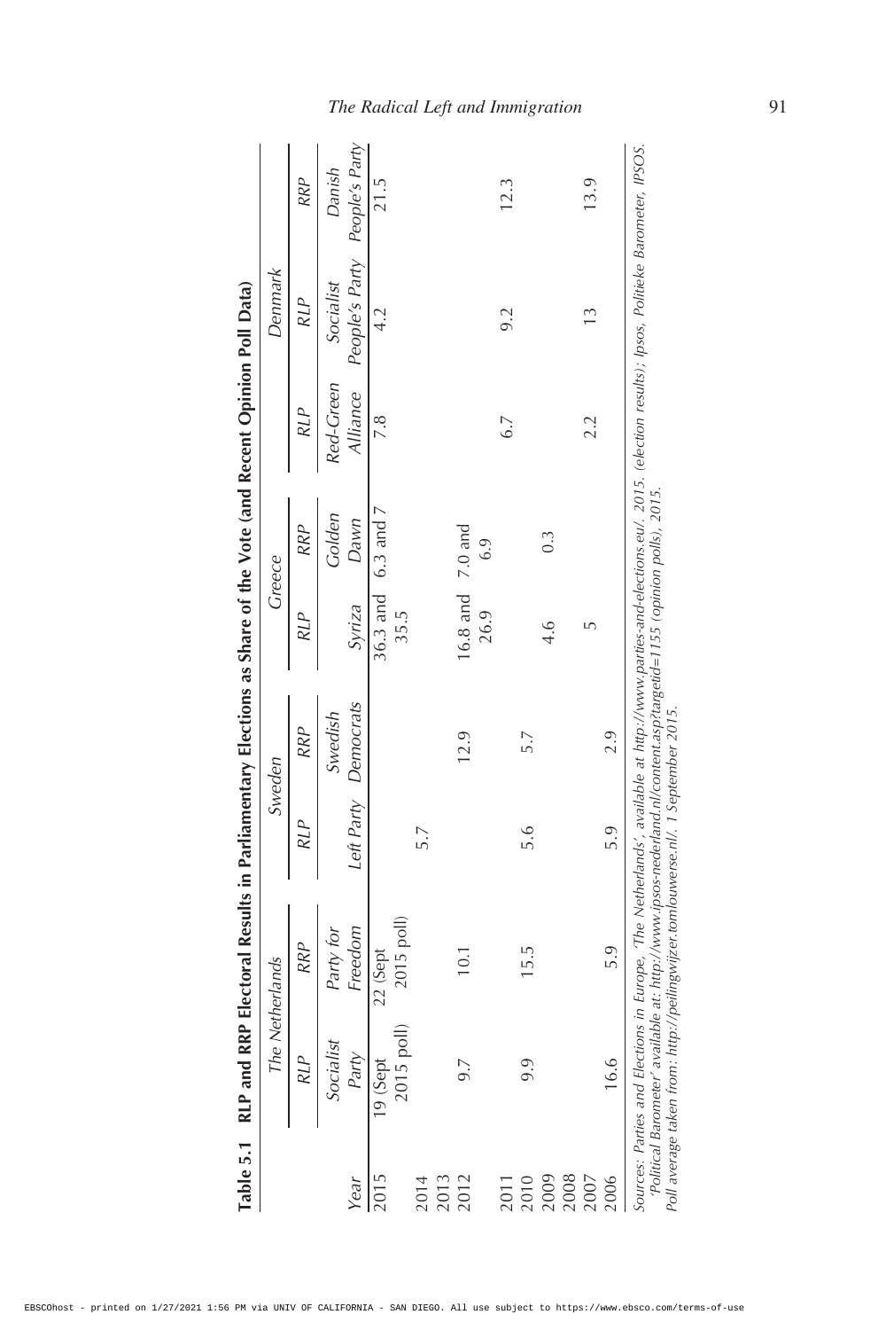**Table 5.1 RLP and RRP Electoral Results in Parliamentary Elections as Share of the Vote (and Recent Opinion Poll Data)**

| | The Netherlands | | Sweden | | Greece | | Denmark | | |
|---|---|---|---|---|---|---|---|---|---|
| | RLP | RRP | RLP | RRP | RLP | RRP | RLP | RLP | RRP |
| Year | *Socialist Party* | *Party for Freedom* | *Left Party* | *Swedish Democrats* | *Syriza* | *Golden Dawn* | *Red-Green Alliance* | *Socialist People's Party* | *Danish People's Party* |
| 2015 | 19 (Sept 2015 poll) | 22 (Sept 2015 poll) | | | 36.3 and 35.5 | 6.3 and 7 | 7.8 | 4.2 | 21.5 |
| 2014 | | | 5.7 | | | | | | |
| 2013 | | | | | | | | | |
| 2012 | 9.7 | 10.1 | | 12.9 | 16.8 and 26.9 | 7.0 and 6.9 | | | |
| 2011 | | | | | | | 6.7 | 9.2 | 12.3 |
| 2010 | 9.9 | 15.5 | 5.6 | 5.7 | | | | | |
| 2009 | | | | | 4.6 | 0.3 | | | |
| 2008 | | | | | | | | | |
| 2007 | | | | | 5 | | 2.2 | 13 | 13.9 |
| 2006 | 16.6 | 5.9 | 5.9 | 2.9 | | | | | |

*Sources: Parties and Elections in Europe, 'The Netherlands', available at http://www.parties-and-elections.eu/. 2015. (election results); Ipsos, Politieke Barometer, IPSOS. 'Political Barometer' available at: http://www.ipsos-nederland.nl/content.asp?targetid=1155 (opinion polls), 2015. Poll average taken from: http://peilingwijzer.tomlouwerse.nl/. 1 September 2015.*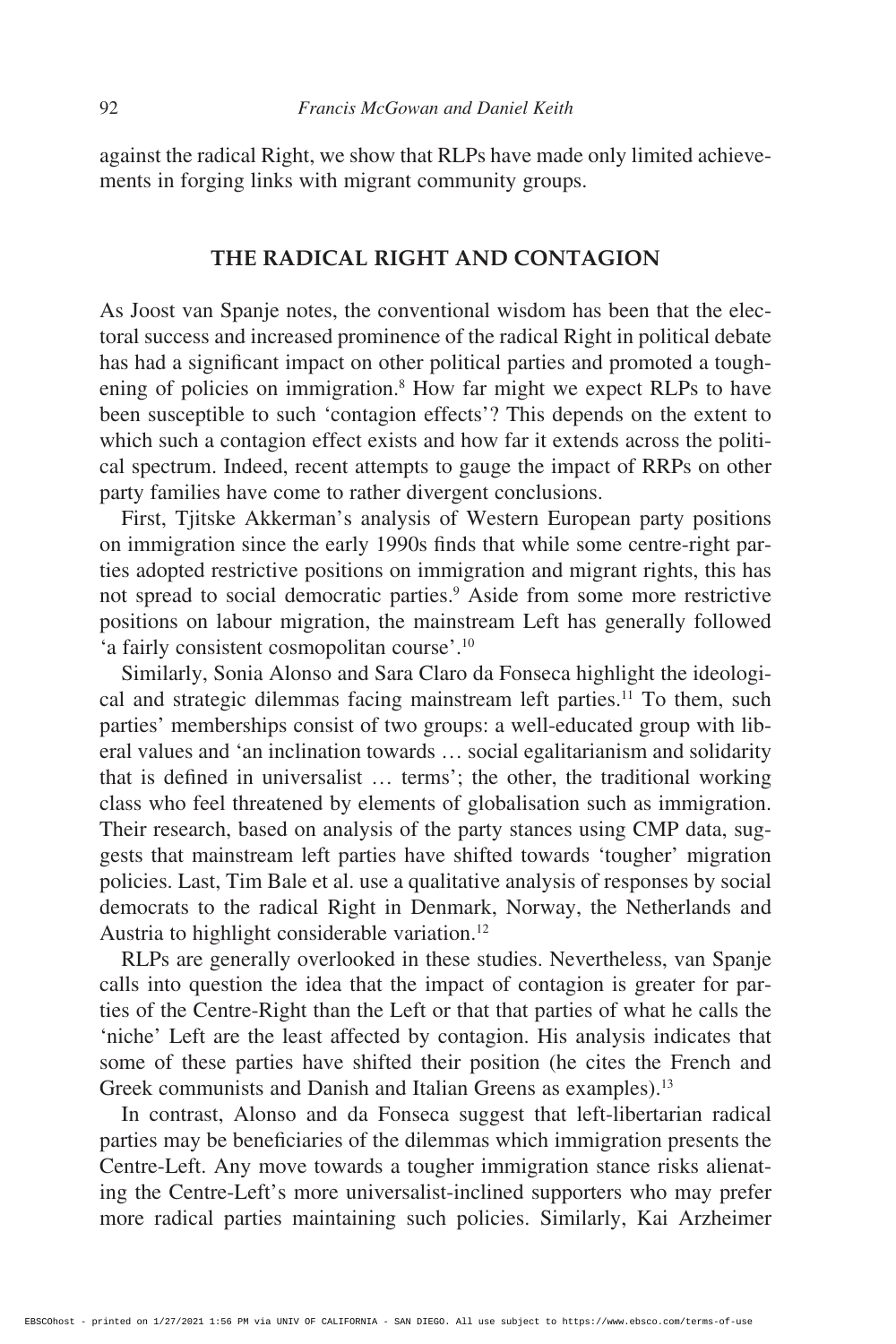against the radical Right, we show that RLPs have made only limited achievements in forging links with migrant community groups.

## THE RADICAL RIGHT AND CONTAGION

As Joost van Spanje notes, the conventional wisdom has been that the electoral success and increased prominence of the radical Right in political debate has had a significant impact on other political parties and promoted a toughening of policies on immigration.[8] How far might we expect RLPs to have been susceptible to such 'contagion effects'? This depends on the extent to which such a contagion effect exists and how far it extends across the political spectrum. Indeed, recent attempts to gauge the impact of RRPs on other party families have come to rather divergent conclusions.

First, Tjitske Akkerman's analysis of Western European party positions on immigration since the early 1990s finds that while some centre-right parties adopted restrictive positions on immigration and migrant rights, this has not spread to social democratic parties.[9] Aside from some more restrictive positions on labour migration, the mainstream Left has generally followed 'a fairly consistent cosmopolitan course'.[10]

Similarly, Sonia Alonso and Sara Claro da Fonseca highlight the ideological and strategic dilemmas facing mainstream left parties.[11] To them, such parties' memberships consist of two groups: a well-educated group with liberal values and 'an inclination towards … social egalitarianism and solidarity that is defined in universalist … terms'; the other, the traditional working class who feel threatened by elements of globalisation such as immigration. Their research, based on analysis of the party stances using CMP data, suggests that mainstream left parties have shifted towards 'tougher' migration policies. Last, Tim Bale et al. use a qualitative analysis of responses by social democrats to the radical Right in Denmark, Norway, the Netherlands and Austria to highlight considerable variation.[12]

RLPs are generally overlooked in these studies. Nevertheless, van Spanje calls into question the idea that the impact of contagion is greater for parties of the Centre-Right than the Left or that that parties of what he calls the 'niche' Left are the least affected by contagion. His analysis indicates that some of these parties have shifted their position (he cites the French and Greek communists and Danish and Italian Greens as examples).[13]

In contrast, Alonso and da Fonseca suggest that left-libertarian radical parties may be beneficiaries of the dilemmas which immigration presents the Centre-Left. Any move towards a tougher immigration stance risks alienating the Centre-Left's more universalist-inclined supporters who may prefer more radical parties maintaining such policies. Similarly, Kai Arzheimer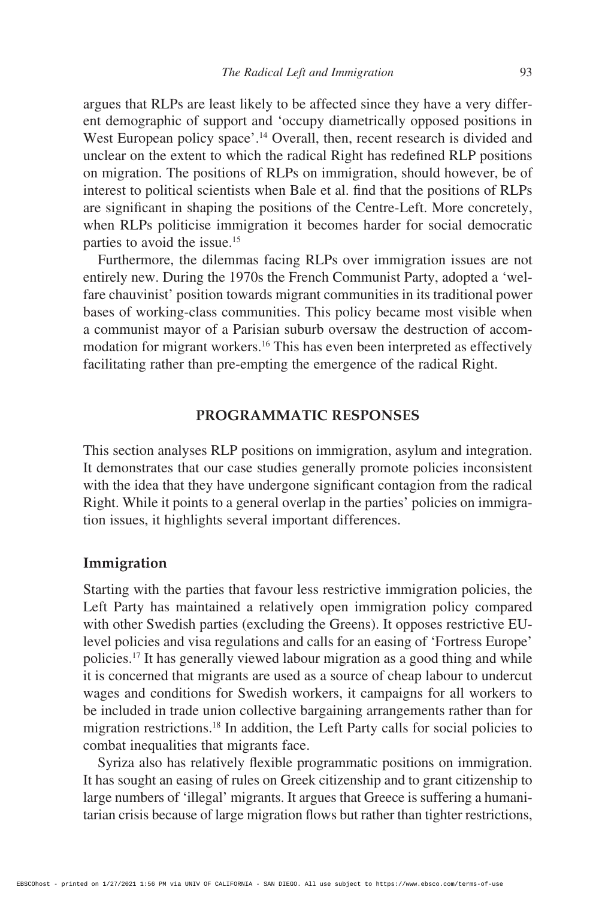argues that RLPs are least likely to be affected since they have a very different demographic of support and 'occupy diametrically opposed positions in West European policy space'.[14] Overall, then, recent research is divided and unclear on the extent to which the radical Right has redefined RLP positions on migration. The positions of RLPs on immigration, should however, be of interest to political scientists when Bale et al. find that the positions of RLPs are significant in shaping the positions of the Centre-Left. More concretely, when RLPs politicise immigration it becomes harder for social democratic parties to avoid the issue.[15]

Furthermore, the dilemmas facing RLPs over immigration issues are not entirely new. During the 1970s the French Communist Party, adopted a 'welfare chauvinist' position towards migrant communities in its traditional power bases of working-class communities. This policy became most visible when a communist mayor of a Parisian suburb oversaw the destruction of accommodation for migrant workers.[16] This has even been interpreted as effectively facilitating rather than pre-empting the emergence of the radical Right.

## PROGRAMMATIC RESPONSES

This section analyses RLP positions on immigration, asylum and integration. It demonstrates that our case studies generally promote policies inconsistent with the idea that they have undergone significant contagion from the radical Right. While it points to a general overlap in the parties' policies on immigration issues, it highlights several important differences.

### Immigration

Starting with the parties that favour less restrictive immigration policies, the Left Party has maintained a relatively open immigration policy compared with other Swedish parties (excluding the Greens). It opposes restrictive EU-level policies and visa regulations and calls for an easing of 'Fortress Europe' policies.[17] It has generally viewed labour migration as a good thing and while it is concerned that migrants are used as a source of cheap labour to undercut wages and conditions for Swedish workers, it campaigns for all workers to be included in trade union collective bargaining arrangements rather than for migration restrictions.[18] In addition, the Left Party calls for social policies to combat inequalities that migrants face.

Syriza also has relatively flexible programmatic positions on immigration. It has sought an easing of rules on Greek citizenship and to grant citizenship to large numbers of 'illegal' migrants. It argues that Greece is suffering a humanitarian crisis because of large migration flows but rather than tighter restrictions,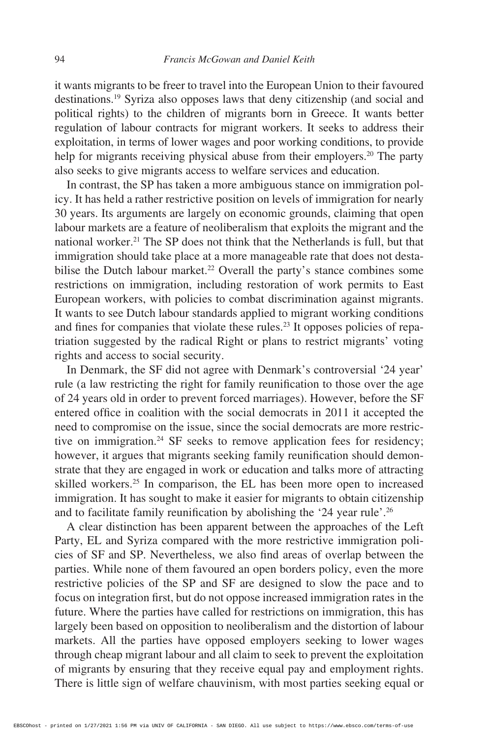it wants migrants to be freer to travel into the European Union to their favoured destinations.[19] Syriza also opposes laws that deny citizenship (and social and political rights) to the children of migrants born in Greece. It wants better regulation of labour contracts for migrant workers. It seeks to address their exploitation, in terms of lower wages and poor working conditions, to provide help for migrants receiving physical abuse from their employers.[20] The party also seeks to give migrants access to welfare services and education.

In contrast, the SP has taken a more ambiguous stance on immigration policy. It has held a rather restrictive position on levels of immigration for nearly 30 years. Its arguments are largely on economic grounds, claiming that open labour markets are a feature of neoliberalism that exploits the migrant and the national worker.[21] The SP does not think that the Netherlands is full, but that immigration should take place at a more manageable rate that does not destabilise the Dutch labour market.[22] Overall the party's stance combines some restrictions on immigration, including restoration of work permits to East European workers, with policies to combat discrimination against migrants. It wants to see Dutch labour standards applied to migrant working conditions and fines for companies that violate these rules.[23] It opposes policies of repatriation suggested by the radical Right or plans to restrict migrants' voting rights and access to social security.

In Denmark, the SF did not agree with Denmark's controversial '24 year' rule (a law restricting the right for family reunification to those over the age of 24 years old in order to prevent forced marriages). However, before the SF entered office in coalition with the social democrats in 2011 it accepted the need to compromise on the issue, since the social democrats are more restrictive on immigration.[24] SF seeks to remove application fees for residency; however, it argues that migrants seeking family reunification should demonstrate that they are engaged in work or education and talks more of attracting skilled workers.[25] In comparison, the EL has been more open to increased immigration. It has sought to make it easier for migrants to obtain citizenship and to facilitate family reunification by abolishing the '24 year rule'.[26]

A clear distinction has been apparent between the approaches of the Left Party, EL and Syriza compared with the more restrictive immigration policies of SF and SP. Nevertheless, we also find areas of overlap between the parties. While none of them favoured an open borders policy, even the more restrictive policies of the SP and SF are designed to slow the pace and to focus on integration first, but do not oppose increased immigration rates in the future. Where the parties have called for restrictions on immigration, this has largely been based on opposition to neoliberalism and the distortion of labour markets. All the parties have opposed employers seeking to lower wages through cheap migrant labour and all claim to seek to prevent the exploitation of migrants by ensuring that they receive equal pay and employment rights. There is little sign of welfare chauvinism, with most parties seeking equal or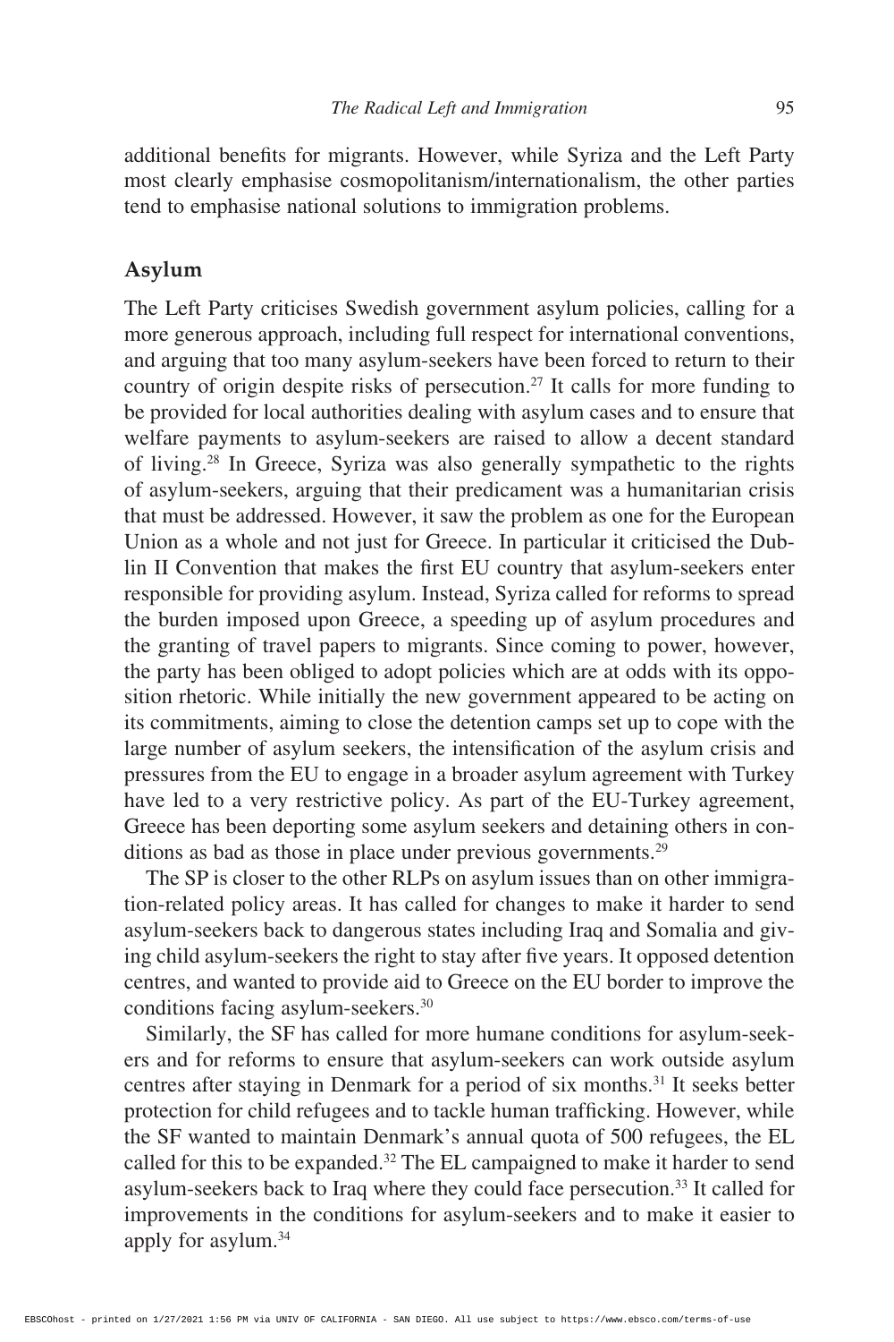additional benefits for migrants. However, while Syriza and the Left Party most clearly emphasise cosmopolitanism/internationalism, the other parties tend to emphasise national solutions to immigration problems.

## Asylum

The Left Party criticises Swedish government asylum policies, calling for a more generous approach, including full respect for international conventions, and arguing that too many asylum-seekers have been forced to return to their country of origin despite risks of persecution.[27] It calls for more funding to be provided for local authorities dealing with asylum cases and to ensure that welfare payments to asylum-seekers are raised to allow a decent standard of living.[28] In Greece, Syriza was also generally sympathetic to the rights of asylum-seekers, arguing that their predicament was a humanitarian crisis that must be addressed. However, it saw the problem as one for the European Union as a whole and not just for Greece. In particular it criticised the Dublin II Convention that makes the first EU country that asylum-seekers enter responsible for providing asylum. Instead, Syriza called for reforms to spread the burden imposed upon Greece, a speeding up of asylum procedures and the granting of travel papers to migrants. Since coming to power, however, the party has been obliged to adopt policies which are at odds with its opposition rhetoric. While initially the new government appeared to be acting on its commitments, aiming to close the detention camps set up to cope with the large number of asylum seekers, the intensification of the asylum crisis and pressures from the EU to engage in a broader asylum agreement with Turkey have led to a very restrictive policy. As part of the EU-Turkey agreement, Greece has been deporting some asylum seekers and detaining others in conditions as bad as those in place under previous governments.[29]

The SP is closer to the other RLPs on asylum issues than on other immigration-related policy areas. It has called for changes to make it harder to send asylum-seekers back to dangerous states including Iraq and Somalia and giving child asylum-seekers the right to stay after five years. It opposed detention centres, and wanted to provide aid to Greece on the EU border to improve the conditions facing asylum-seekers.[30]

Similarly, the SF has called for more humane conditions for asylum-seekers and for reforms to ensure that asylum-seekers can work outside asylum centres after staying in Denmark for a period of six months.[31] It seeks better protection for child refugees and to tackle human trafficking. However, while the SF wanted to maintain Denmark's annual quota of 500 refugees, the EL called for this to be expanded.[32] The EL campaigned to make it harder to send asylum-seekers back to Iraq where they could face persecution.[33] It called for improvements in the conditions for asylum-seekers and to make it easier to apply for asylum.[34]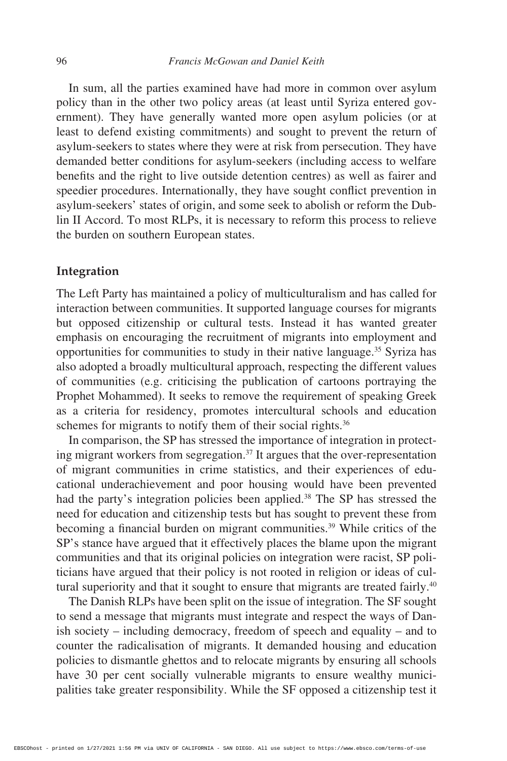In sum, all the parties examined have had more in common over asylum policy than in the other two policy areas (at least until Syriza entered government). They have generally wanted more open asylum policies (or at least to defend existing commitments) and sought to prevent the return of asylum-seekers to states where they were at risk from persecution. They have demanded better conditions for asylum-seekers (including access to welfare benefits and the right to live outside detention centres) as well as fairer and speedier procedures. Internationally, they have sought conflict prevention in asylum-seekers' states of origin, and some seek to abolish or reform the Dublin II Accord. To most RLPs, it is necessary to reform this process to relieve the burden on southern European states.

## Integration

The Left Party has maintained a policy of multiculturalism and has called for interaction between communities. It supported language courses for migrants but opposed citizenship or cultural tests. Instead it has wanted greater emphasis on encouraging the recruitment of migrants into employment and opportunities for communities to study in their native language.[35] Syriza has also adopted a broadly multicultural approach, respecting the different values of communities (e.g. criticising the publication of cartoons portraying the Prophet Mohammed). It seeks to remove the requirement of speaking Greek as a criteria for residency, promotes intercultural schools and education schemes for migrants to notify them of their social rights.[36]

In comparison, the SP has stressed the importance of integration in protecting migrant workers from segregation.[37] It argues that the over-representation of migrant communities in crime statistics, and their experiences of educational underachievement and poor housing would have been prevented had the party's integration policies been applied.[38] The SP has stressed the need for education and citizenship tests but has sought to prevent these from becoming a financial burden on migrant communities.[39] While critics of the SP's stance have argued that it effectively places the blame upon the migrant communities and that its original policies on integration were racist, SP politicians have argued that their policy is not rooted in religion or ideas of cultural superiority and that it sought to ensure that migrants are treated fairly.[40]

The Danish RLPs have been split on the issue of integration. The SF sought to send a message that migrants must integrate and respect the ways of Danish society – including democracy, freedom of speech and equality – and to counter the radicalisation of migrants. It demanded housing and education policies to dismantle ghettos and to relocate migrants by ensuring all schools have 30 per cent socially vulnerable migrants to ensure wealthy municipalities take greater responsibility. While the SF opposed a citizenship test it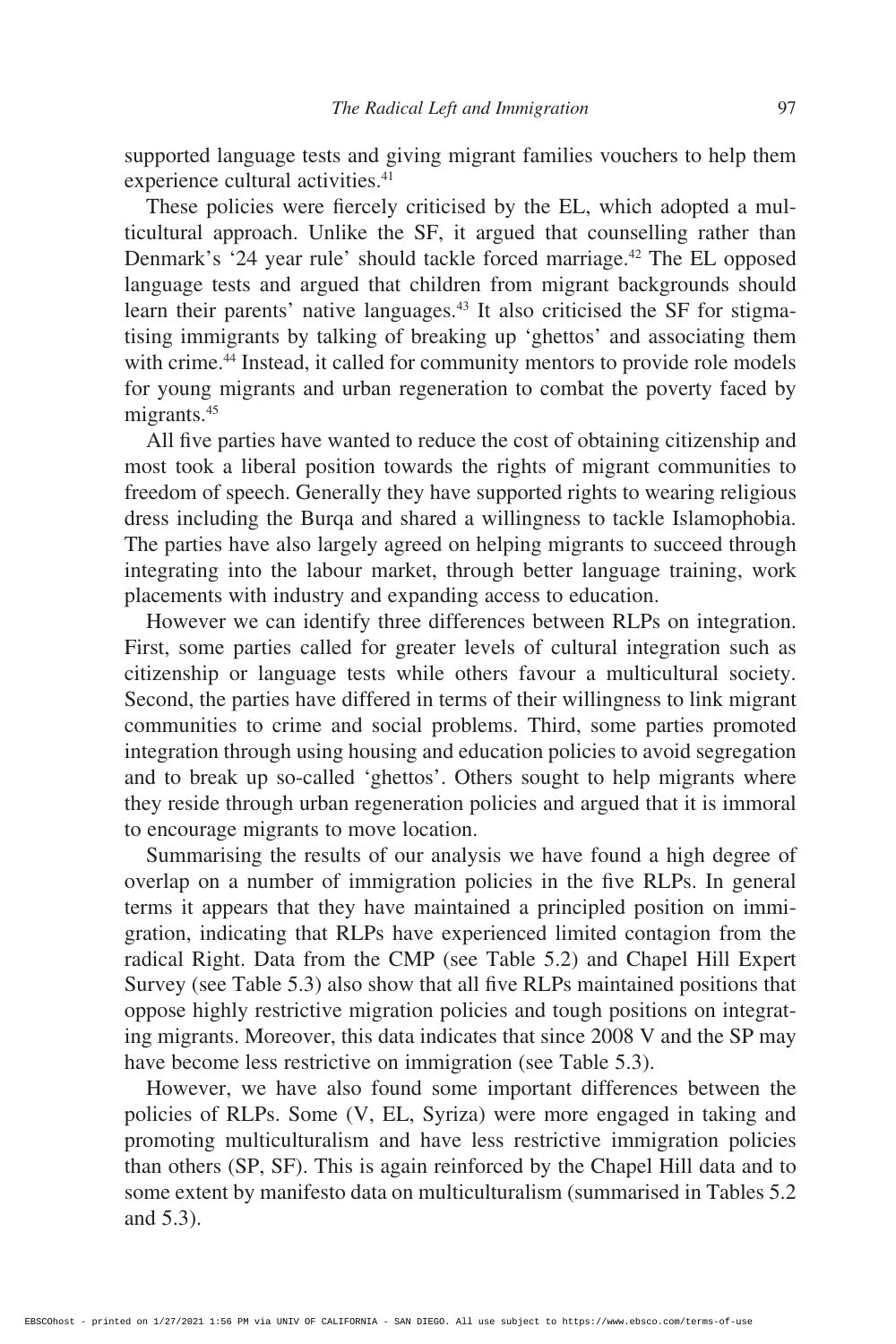supported language tests and giving migrant families vouchers to help them experience cultural activities.[41]

These policies were fiercely criticised by the EL, which adopted a multicultural approach. Unlike the SF, it argued that counselling rather than Denmark's '24 year rule' should tackle forced marriage.[42] The EL opposed language tests and argued that children from migrant backgrounds should learn their parents' native languages.[43] It also criticised the SF for stigmatising immigrants by talking of breaking up 'ghettos' and associating them with crime.[44] Instead, it called for community mentors to provide role models for young migrants and urban regeneration to combat the poverty faced by migrants.[45]

All five parties have wanted to reduce the cost of obtaining citizenship and most took a liberal position towards the rights of migrant communities to freedom of speech. Generally they have supported rights to wearing religious dress including the Burqa and shared a willingness to tackle Islamophobia. The parties have also largely agreed on helping migrants to succeed through integrating into the labour market, through better language training, work placements with industry and expanding access to education.

However we can identify three differences between RLPs on integration. First, some parties called for greater levels of cultural integration such as citizenship or language tests while others favour a multicultural society. Second, the parties have differed in terms of their willingness to link migrant communities to crime and social problems. Third, some parties promoted integration through using housing and education policies to avoid segregation and to break up so-called 'ghettos'. Others sought to help migrants where they reside through urban regeneration policies and argued that it is immoral to encourage migrants to move location.

Summarising the results of our analysis we have found a high degree of overlap on a number of immigration policies in the five RLPs. In general terms it appears that they have maintained a principled position on immigration, indicating that RLPs have experienced limited contagion from the radical Right. Data from the CMP (see Table 5.2) and Chapel Hill Expert Survey (see Table 5.3) also show that all five RLPs maintained positions that oppose highly restrictive migration policies and tough positions on integrating migrants. Moreover, this data indicates that since 2008 V and the SP may have become less restrictive on immigration (see Table 5.3).

However, we have also found some important differences between the policies of RLPs. Some (V, EL, Syriza) were more engaged in taking and promoting multiculturalism and have less restrictive immigration policies than others (SP, SF). This is again reinforced by the Chapel Hill data and to some extent by manifesto data on multiculturalism (summarised in Tables 5.2 and 5.3).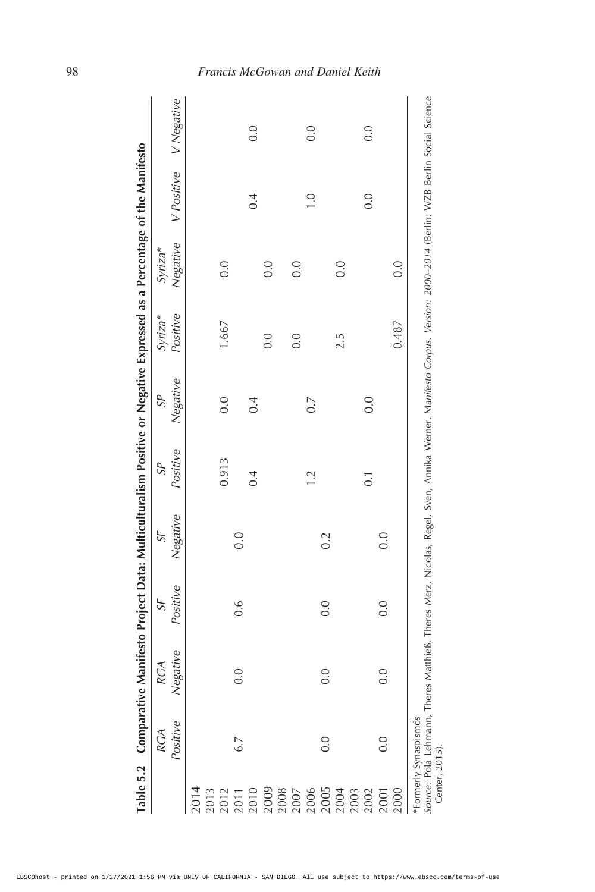**Table 5.2 Comparative Manifesto Project Data: Multiculturalism Positive or Negative Expressed as a Percentage of the Manifesto**

| | *RGA Positive* | *RGA Negative* | *SF Positive* | *SF Negative* | *SP Positive* | *SP Negative* | *Syriza\* Positive* | *Syriza\* Negative* | *V Positive* | *V Negative* |
|---|---|---|---|---|---|---|---|---|---|---|
| 2014 | | | | | | | | | | |
| 2013 | | | | | | | | | | |
| 2012 | | | | | 0.913 | 0.0 | 1.667 | 0.0 | | |
| 2011 | 6.7 | 0.0 | 0.6 | 0.0 | | | | | | |
| 2010 | | | | | 0.4 | 0.4 | | | 0.4 | 0.0 |
| 2009 | | | | | | | 0.0 | 0.0 | | |
| 2008 | | | | | | | | | | |
| 2007 | | | | | | | 0.0 | 0.0 | | |
| 2006 | | | | | 1.2 | 0.7 | | | 1.0 | 0.0 |
| 2005 | 0.0 | 0.0 | 0.0 | 0.2 | | | | | | |
| 2004 | | | | | | | 2.5 | 0.0 | | |
| 2003 | | | | | | | | | | |
| 2002 | | | | | 0.1 | 0.0 | | | 0.0 | 0.0 |
| 2001 | 0.0 | 0.0 | 0.0 | 0.0 | | | | | | |
| 2000 | | | | | | | 0.487 | 0.0 | | |

*Formerly Synaspismós

*Source*: Pola Lehmann, Theres Matthieß, Theres Merz, Nicolas, Regel, Sven, Annika Werner. *Manifesto Corpus. Version: 2000–2014* (Berlin: WZB Berlin Social Science Center, 2015).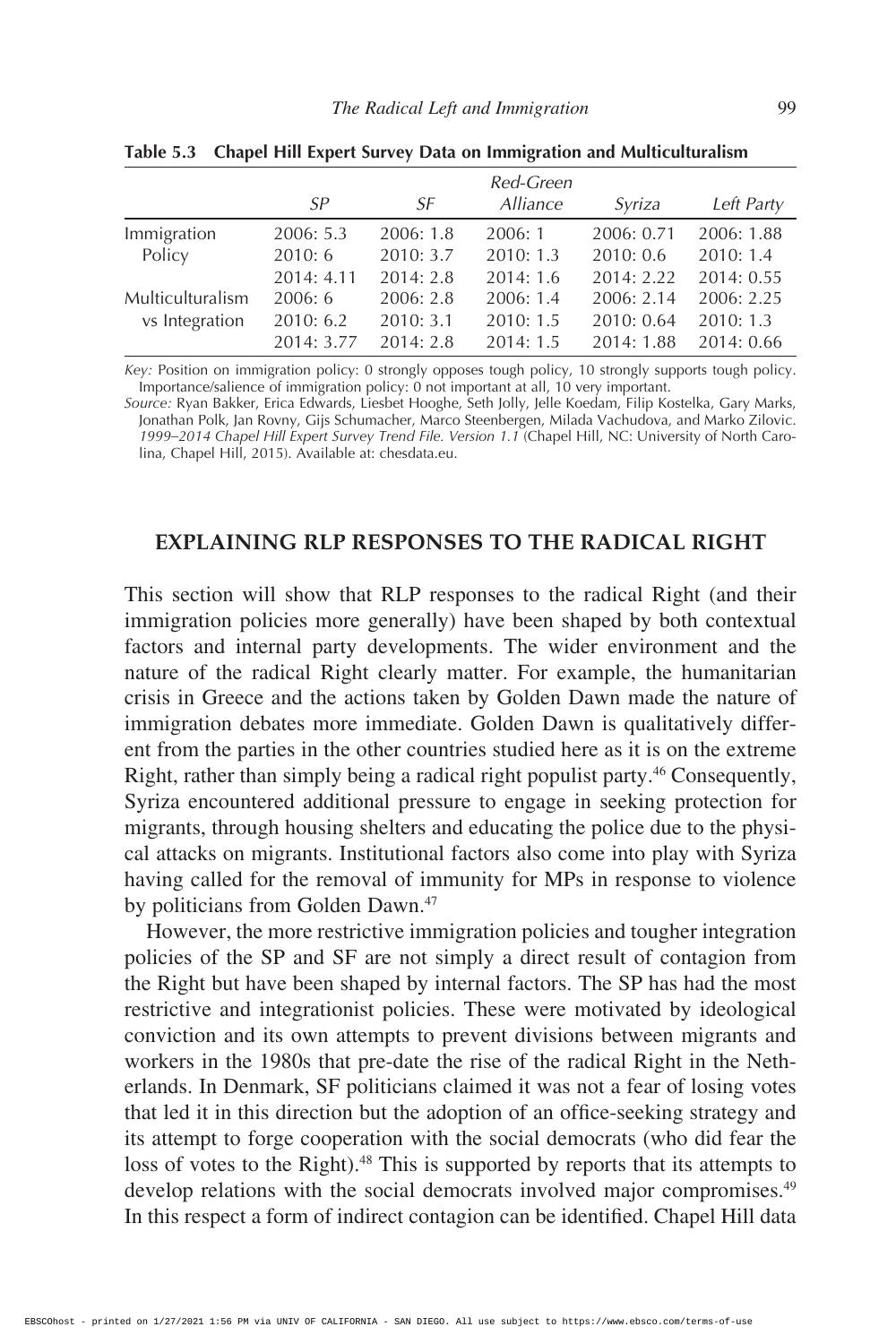**Table 5.3 Chapel Hill Expert Survey Data on Immigration and Multiculturalism**

| | *SP* | *SF* | *Red-Green Alliance* | *Syriza* | *Left Party* |
|---|---|---|---|---|---|
| Immigration Policy | 2006: 5.3 | 2006: 1.8 | 2006: 1 | 2006: 0.71 | 2006: 1.88 |
| | 2010: 6 | 2010: 3.7 | 2010: 1.3 | 2010: 0.6 | 2010: 1.4 |
| | 2014: 4.11 | 2014: 2.8 | 2014: 1.6 | 2014: 2.22 | 2014: 0.55 |
| Multiculturalism vs Integration | 2006: 6 | 2006: 2.8 | 2006: 1.4 | 2006: 2.14 | 2006: 2.25 |
| | 2010: 6.2 | 2010: 3.1 | 2010: 1.5 | 2010: 0.64 | 2010: 1.3 |
| | 2014: 3.77 | 2014: 2.8 | 2014: 1.5 | 2014: 1.88 | 2014: 0.66 |

*Key:* Position on immigration policy: 0 strongly opposes tough policy, 10 strongly supports tough policy. Importance/salience of immigration policy: 0 not important at all, 10 very important.

*Source:* Ryan Bakker, Erica Edwards, Liesbet Hooghe, Seth Jolly, Jelle Koedam, Filip Kostelka, Gary Marks, Jonathan Polk, Jan Rovny, Gijs Schumacher, Marco Steenbergen, Milada Vachudova, and Marko Zilovic. *1999–2014 Chapel Hill Expert Survey Trend File. Version 1.1* (Chapel Hill, NC: University of North Carolina, Chapel Hill, 2015). Available at: chesdata.eu.

## EXPLAINING RLP RESPONSES TO THE RADICAL RIGHT

This section will show that RLP responses to the radical Right (and their immigration policies more generally) have been shaped by both contextual factors and internal party developments. The wider environment and the nature of the radical Right clearly matter. For example, the humanitarian crisis in Greece and the actions taken by Golden Dawn made the nature of immigration debates more immediate. Golden Dawn is qualitatively different from the parties in the other countries studied here as it is on the extreme Right, rather than simply being a radical right populist party.[46] Consequently, Syriza encountered additional pressure to engage in seeking protection for migrants, through housing shelters and educating the police due to the physical attacks on migrants. Institutional factors also come into play with Syriza having called for the removal of immunity for MPs in response to violence by politicians from Golden Dawn.[47]

However, the more restrictive immigration policies and tougher integration policies of the SP and SF are not simply a direct result of contagion from the Right but have been shaped by internal factors. The SP has had the most restrictive and integrationist policies. These were motivated by ideological conviction and its own attempts to prevent divisions between migrants and workers in the 1980s that pre-date the rise of the radical Right in the Netherlands. In Denmark, SF politicians claimed it was not a fear of losing votes that led it in this direction but the adoption of an office-seeking strategy and its attempt to forge cooperation with the social democrats (who did fear the loss of votes to the Right).[48] This is supported by reports that its attempts to develop relations with the social democrats involved major compromises.[49] In this respect a form of indirect contagion can be identified. Chapel Hill data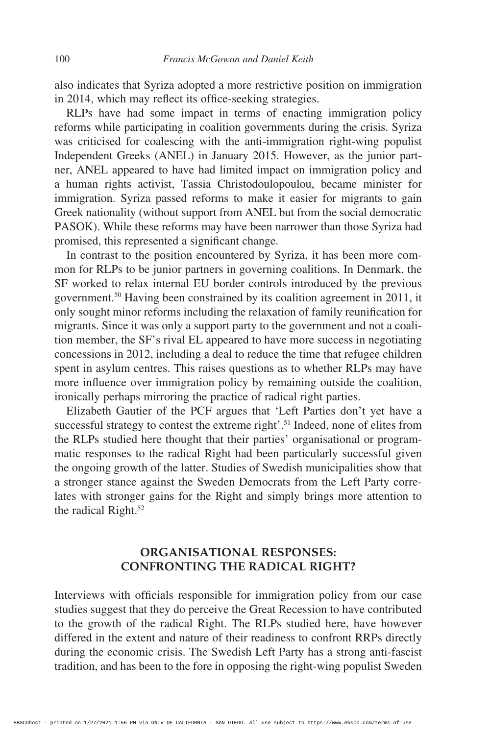also indicates that Syriza adopted a more restrictive position on immigration in 2014, which may reflect its office-seeking strategies.

RLPs have had some impact in terms of enacting immigration policy reforms while participating in coalition governments during the crisis. Syriza was criticised for coalescing with the anti-immigration right-wing populist Independent Greeks (ANEL) in January 2015. However, as the junior partner, ANEL appeared to have had limited impact on immigration policy and a human rights activist, Tassia Christodoulopoulou, became minister for immigration. Syriza passed reforms to make it easier for migrants to gain Greek nationality (without support from ANEL but from the social democratic PASOK). While these reforms may have been narrower than those Syriza had promised, this represented a significant change.

In contrast to the position encountered by Syriza, it has been more common for RLPs to be junior partners in governing coalitions. In Denmark, the SF worked to relax internal EU border controls introduced by the previous government.[50] Having been constrained by its coalition agreement in 2011, it only sought minor reforms including the relaxation of family reunification for migrants. Since it was only a support party to the government and not a coalition member, the SF's rival EL appeared to have more success in negotiating concessions in 2012, including a deal to reduce the time that refugee children spent in asylum centres. This raises questions as to whether RLPs may have more influence over immigration policy by remaining outside the coalition, ironically perhaps mirroring the practice of radical right parties.

Elizabeth Gautier of the PCF argues that 'Left Parties don't yet have a successful strategy to contest the extreme right'.[51] Indeed, none of elites from the RLPs studied here thought that their parties' organisational or programmatic responses to the radical Right had been particularly successful given the ongoing growth of the latter. Studies of Swedish municipalities show that a stronger stance against the Sweden Democrats from the Left Party correlates with stronger gains for the Right and simply brings more attention to the radical Right.[52]

## ORGANISATIONAL RESPONSES: CONFRONTING THE RADICAL RIGHT?

Interviews with officials responsible for immigration policy from our case studies suggest that they do perceive the Great Recession to have contributed to the growth of the radical Right. The RLPs studied here, have however differed in the extent and nature of their readiness to confront RRPs directly during the economic crisis. The Swedish Left Party has a strong anti-fascist tradition, and has been to the fore in opposing the right-wing populist Sweden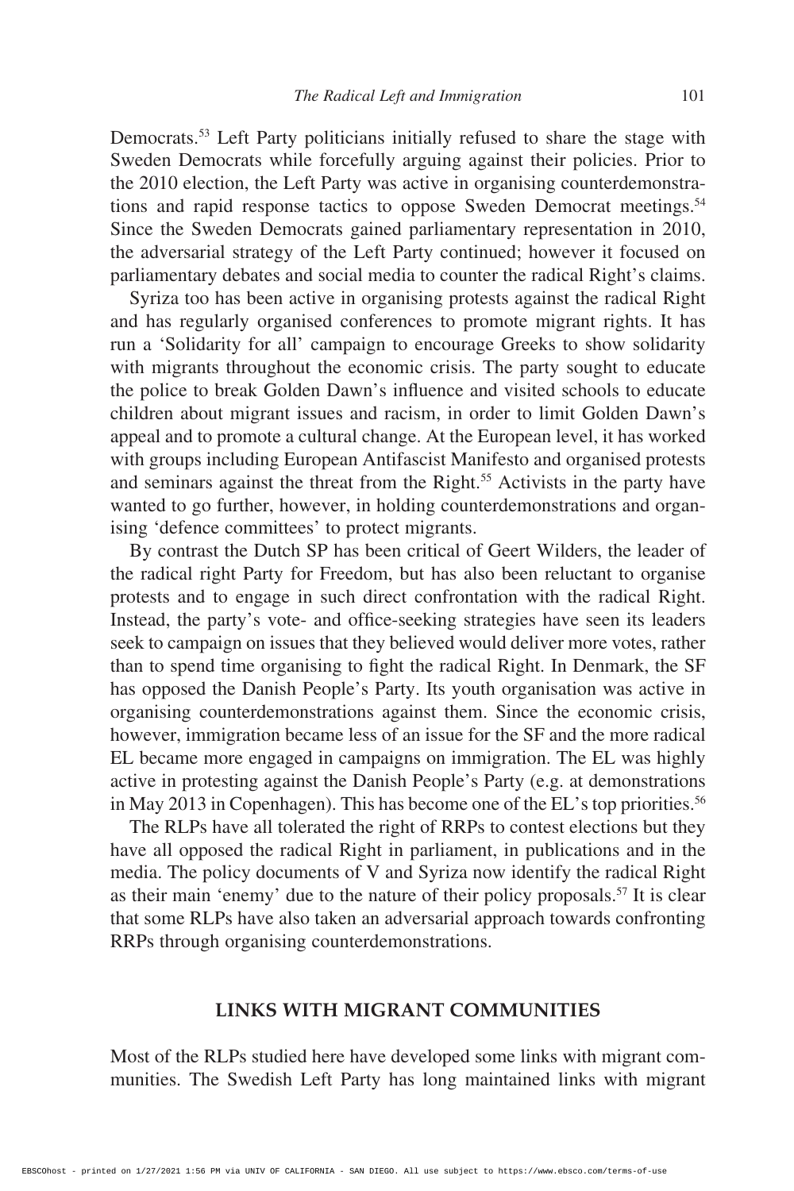Democrats.[53] Left Party politicians initially refused to share the stage with Sweden Democrats while forcefully arguing against their policies. Prior to the 2010 election, the Left Party was active in organising counterdemonstrations and rapid response tactics to oppose Sweden Democrat meetings.[54] Since the Sweden Democrats gained parliamentary representation in 2010, the adversarial strategy of the Left Party continued; however it focused on parliamentary debates and social media to counter the radical Right's claims.

Syriza too has been active in organising protests against the radical Right and has regularly organised conferences to promote migrant rights. It has run a 'Solidarity for all' campaign to encourage Greeks to show solidarity with migrants throughout the economic crisis. The party sought to educate the police to break Golden Dawn's influence and visited schools to educate children about migrant issues and racism, in order to limit Golden Dawn's appeal and to promote a cultural change. At the European level, it has worked with groups including European Antifascist Manifesto and organised protests and seminars against the threat from the Right.[55] Activists in the party have wanted to go further, however, in holding counterdemonstrations and organising 'defence committees' to protect migrants.

By contrast the Dutch SP has been critical of Geert Wilders, the leader of the radical right Party for Freedom, but has also been reluctant to organise protests and to engage in such direct confrontation with the radical Right. Instead, the party's vote- and office-seeking strategies have seen its leaders seek to campaign on issues that they believed would deliver more votes, rather than to spend time organising to fight the radical Right. In Denmark, the SF has opposed the Danish People's Party. Its youth organisation was active in organising counterdemonstrations against them. Since the economic crisis, however, immigration became less of an issue for the SF and the more radical EL became more engaged in campaigns on immigration. The EL was highly active in protesting against the Danish People's Party (e.g. at demonstrations in May 2013 in Copenhagen). This has become one of the EL's top priorities.[56]

The RLPs have all tolerated the right of RRPs to contest elections but they have all opposed the radical Right in parliament, in publications and in the media. The policy documents of V and Syriza now identify the radical Right as their main 'enemy' due to the nature of their policy proposals.[57] It is clear that some RLPs have also taken an adversarial approach towards confronting RRPs through organising counterdemonstrations.

## LINKS WITH MIGRANT COMMUNITIES

Most of the RLPs studied here have developed some links with migrant communities. The Swedish Left Party has long maintained links with migrant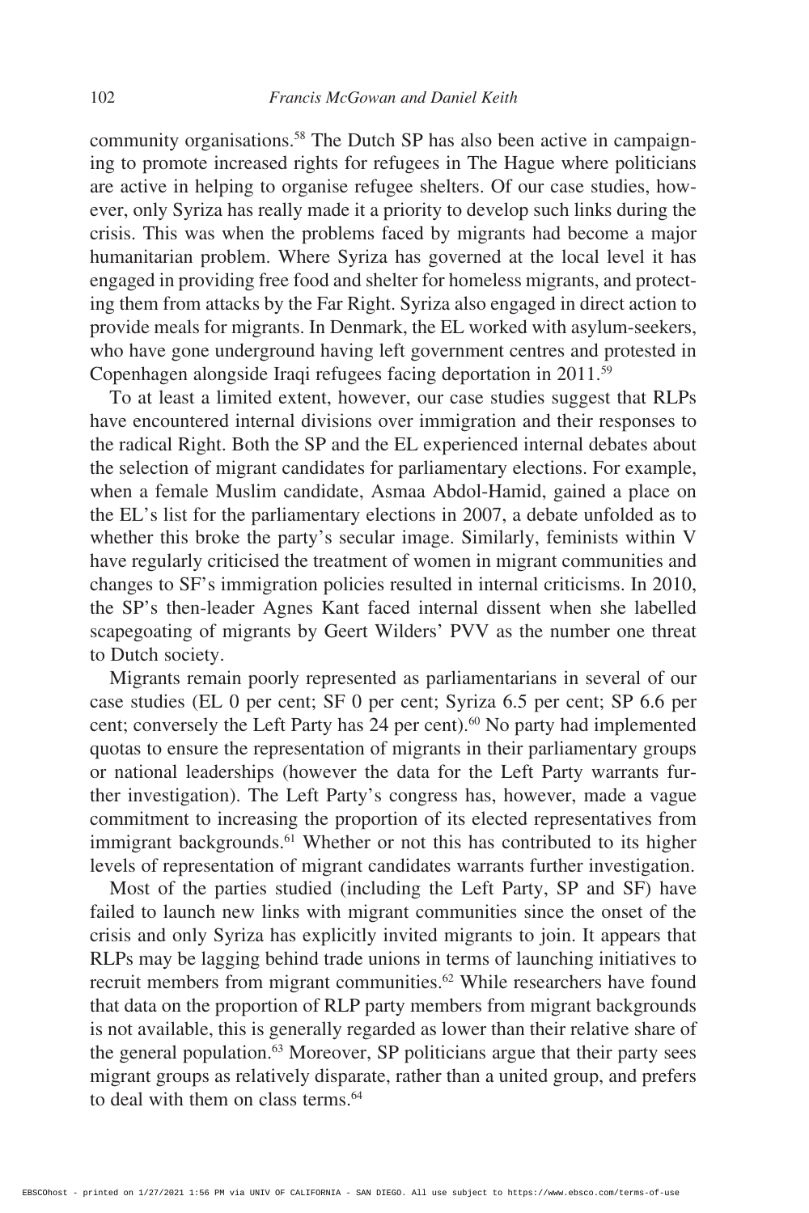community organisations.[58] The Dutch SP has also been active in campaigning to promote increased rights for refugees in The Hague where politicians are active in helping to organise refugee shelters. Of our case studies, however, only Syriza has really made it a priority to develop such links during the crisis. This was when the problems faced by migrants had become a major humanitarian problem. Where Syriza has governed at the local level it has engaged in providing free food and shelter for homeless migrants, and protecting them from attacks by the Far Right. Syriza also engaged in direct action to provide meals for migrants. In Denmark, the EL worked with asylum-seekers, who have gone underground having left government centres and protested in Copenhagen alongside Iraqi refugees facing deportation in 2011.[59]

To at least a limited extent, however, our case studies suggest that RLPs have encountered internal divisions over immigration and their responses to the radical Right. Both the SP and the EL experienced internal debates about the selection of migrant candidates for parliamentary elections. For example, when a female Muslim candidate, Asmaa Abdol-Hamid, gained a place on the EL's list for the parliamentary elections in 2007, a debate unfolded as to whether this broke the party's secular image. Similarly, feminists within V have regularly criticised the treatment of women in migrant communities and changes to SF's immigration policies resulted in internal criticisms. In 2010, the SP's then-leader Agnes Kant faced internal dissent when she labelled scapegoating of migrants by Geert Wilders' PVV as the number one threat to Dutch society.

Migrants remain poorly represented as parliamentarians in several of our case studies (EL 0 per cent; SF 0 per cent; Syriza 6.5 per cent; SP 6.6 per cent; conversely the Left Party has 24 per cent).[60] No party had implemented quotas to ensure the representation of migrants in their parliamentary groups or national leaderships (however the data for the Left Party warrants further investigation). The Left Party's congress has, however, made a vague commitment to increasing the proportion of its elected representatives from immigrant backgrounds.[61] Whether or not this has contributed to its higher levels of representation of migrant candidates warrants further investigation.

Most of the parties studied (including the Left Party, SP and SF) have failed to launch new links with migrant communities since the onset of the crisis and only Syriza has explicitly invited migrants to join. It appears that RLPs may be lagging behind trade unions in terms of launching initiatives to recruit members from migrant communities.[62] While researchers have found that data on the proportion of RLP party members from migrant backgrounds is not available, this is generally regarded as lower than their relative share of the general population.[63] Moreover, SP politicians argue that their party sees migrant groups as relatively disparate, rather than a united group, and prefers to deal with them on class terms.[64]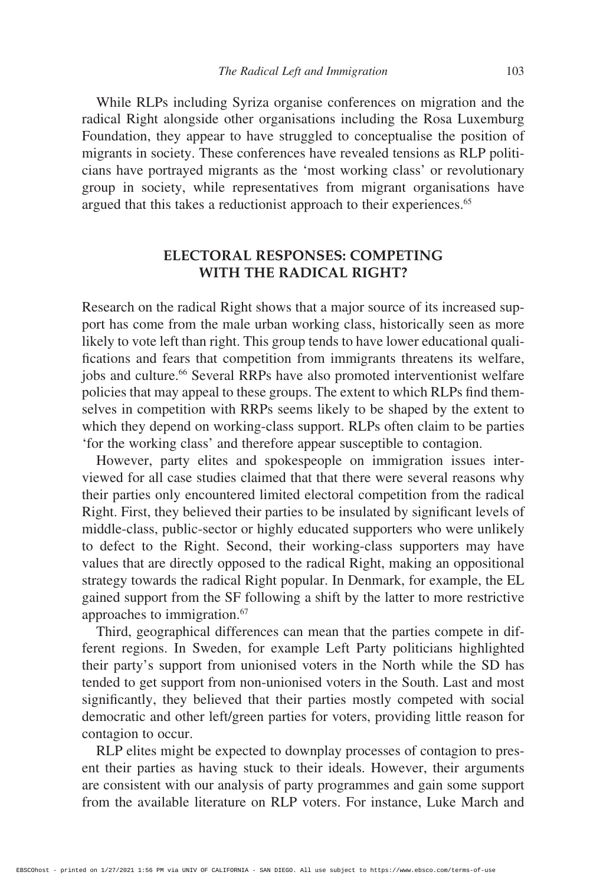While RLPs including Syriza organise conferences on migration and the radical Right alongside other organisations including the Rosa Luxemburg Foundation, they appear to have struggled to conceptualise the position of migrants in society. These conferences have revealed tensions as RLP politicians have portrayed migrants as the 'most working class' or revolutionary group in society, while representatives from migrant organisations have argued that this takes a reductionist approach to their experiences.[65]

## ELECTORAL RESPONSES: COMPETING WITH THE RADICAL RIGHT?

Research on the radical Right shows that a major source of its increased support has come from the male urban working class, historically seen as more likely to vote left than right. This group tends to have lower educational qualifications and fears that competition from immigrants threatens its welfare, jobs and culture.[66] Several RRPs have also promoted interventionist welfare policies that may appeal to these groups. The extent to which RLPs find themselves in competition with RRPs seems likely to be shaped by the extent to which they depend on working-class support. RLPs often claim to be parties 'for the working class' and therefore appear susceptible to contagion.

However, party elites and spokespeople on immigration issues interviewed for all case studies claimed that that there were several reasons why their parties only encountered limited electoral competition from the radical Right. First, they believed their parties to be insulated by significant levels of middle-class, public-sector or highly educated supporters who were unlikely to defect to the Right. Second, their working-class supporters may have values that are directly opposed to the radical Right, making an oppositional strategy towards the radical Right popular. In Denmark, for example, the EL gained support from the SF following a shift by the latter to more restrictive approaches to immigration.[67]

Third, geographical differences can mean that the parties compete in different regions. In Sweden, for example Left Party politicians highlighted their party's support from unionised voters in the North while the SD has tended to get support from non-unionised voters in the South. Last and most significantly, they believed that their parties mostly competed with social democratic and other left/green parties for voters, providing little reason for contagion to occur.

RLP elites might be expected to downplay processes of contagion to present their parties as having stuck to their ideals. However, their arguments are consistent with our analysis of party programmes and gain some support from the available literature on RLP voters. For instance, Luke March and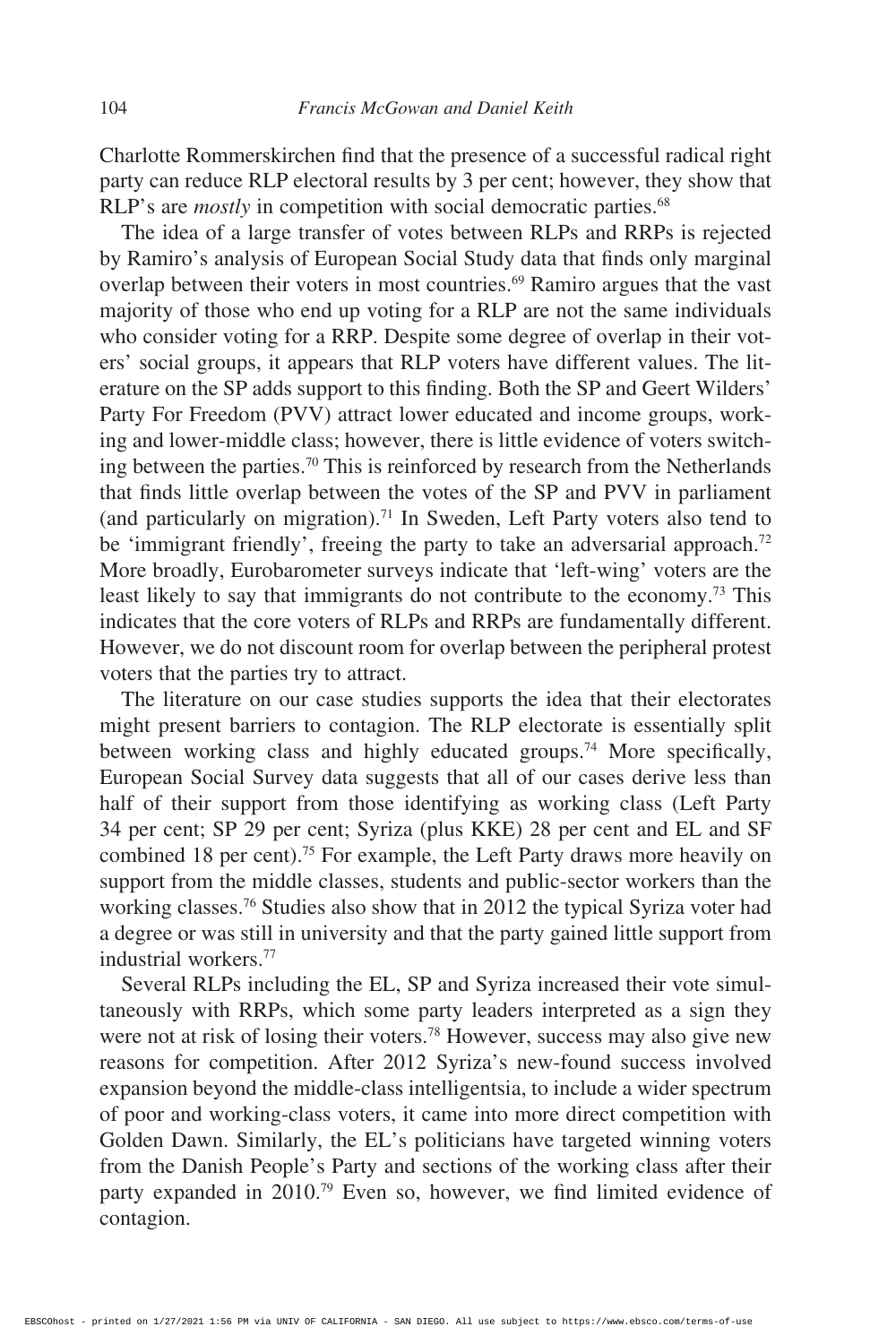Charlotte Rommerskirchen find that the presence of a successful radical right party can reduce RLP electoral results by 3 per cent; however, they show that RLP's are *mostly* in competition with social democratic parties.[68]

The idea of a large transfer of votes between RLPs and RRPs is rejected by Ramiro's analysis of European Social Study data that finds only marginal overlap between their voters in most countries.[69] Ramiro argues that the vast majority of those who end up voting for a RLP are not the same individuals who consider voting for a RRP. Despite some degree of overlap in their voters' social groups, it appears that RLP voters have different values. The literature on the SP adds support to this finding. Both the SP and Geert Wilders' Party For Freedom (PVV) attract lower educated and income groups, working and lower-middle class; however, there is little evidence of voters switching between the parties.[70] This is reinforced by research from the Netherlands that finds little overlap between the votes of the SP and PVV in parliament (and particularly on migration).[71] In Sweden, Left Party voters also tend to be 'immigrant friendly', freeing the party to take an adversarial approach.[72] More broadly, Eurobarometer surveys indicate that 'left-wing' voters are the least likely to say that immigrants do not contribute to the economy.[73] This indicates that the core voters of RLPs and RRPs are fundamentally different. However, we do not discount room for overlap between the peripheral protest voters that the parties try to attract.

The literature on our case studies supports the idea that their electorates might present barriers to contagion. The RLP electorate is essentially split between working class and highly educated groups.[74] More specifically, European Social Survey data suggests that all of our cases derive less than half of their support from those identifying as working class (Left Party 34 per cent; SP 29 per cent; Syriza (plus KKE) 28 per cent and EL and SF combined 18 per cent).[75] For example, the Left Party draws more heavily on support from the middle classes, students and public-sector workers than the working classes.[76] Studies also show that in 2012 the typical Syriza voter had a degree or was still in university and that the party gained little support from industrial workers.[77]

Several RLPs including the EL, SP and Syriza increased their vote simultaneously with RRPs, which some party leaders interpreted as a sign they were not at risk of losing their voters.[78] However, success may also give new reasons for competition. After 2012 Syriza's new-found success involved expansion beyond the middle-class intelligentsia, to include a wider spectrum of poor and working-class voters, it came into more direct competition with Golden Dawn. Similarly, the EL's politicians have targeted winning voters from the Danish People's Party and sections of the working class after their party expanded in 2010.[79] Even so, however, we find limited evidence of contagion.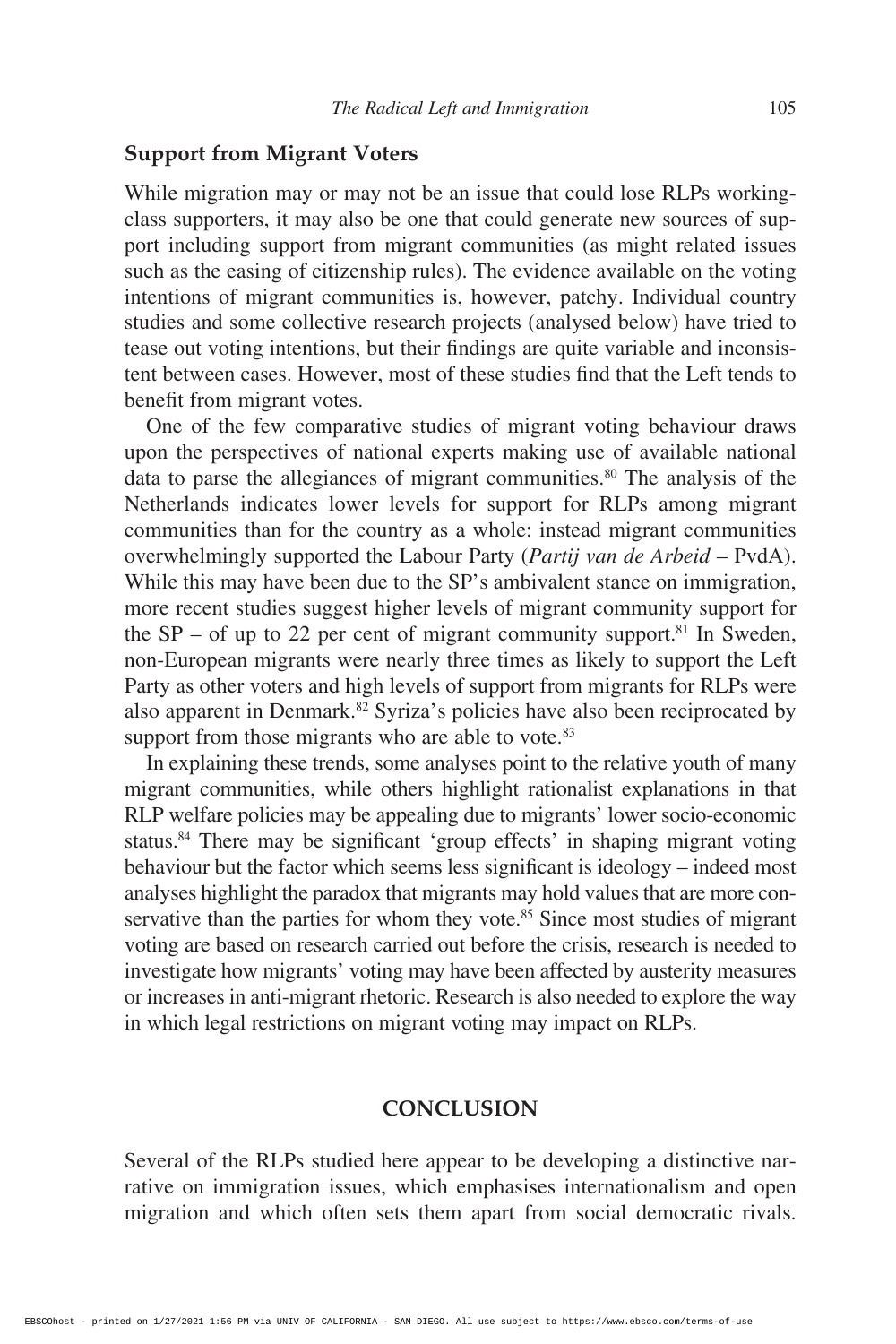### Support from Migrant Voters

While migration may or may not be an issue that could lose RLPs working-class supporters, it may also be one that could generate new sources of support including support from migrant communities (as might related issues such as the easing of citizenship rules). The evidence available on the voting intentions of migrant communities is, however, patchy. Individual country studies and some collective research projects (analysed below) have tried to tease out voting intentions, but their findings are quite variable and inconsistent between cases. However, most of these studies find that the Left tends to benefit from migrant votes.

One of the few comparative studies of migrant voting behaviour draws upon the perspectives of national experts making use of available national data to parse the allegiances of migrant communities.[80] The analysis of the Netherlands indicates lower levels for support for RLPs among migrant communities than for the country as a whole: instead migrant communities overwhelmingly supported the Labour Party (*Partij van de Arbeid* – PvdA). While this may have been due to the SP's ambivalent stance on immigration, more recent studies suggest higher levels of migrant community support for the SP – of up to 22 per cent of migrant community support.[81] In Sweden, non-European migrants were nearly three times as likely to support the Left Party as other voters and high levels of support from migrants for RLPs were also apparent in Denmark.[82] Syriza's policies have also been reciprocated by support from those migrants who are able to vote.[83]

In explaining these trends, some analyses point to the relative youth of many migrant communities, while others highlight rationalist explanations in that RLP welfare policies may be appealing due to migrants' lower socio-economic status.[84] There may be significant 'group effects' in shaping migrant voting behaviour but the factor which seems less significant is ideology – indeed most analyses highlight the paradox that migrants may hold values that are more conservative than the parties for whom they vote.[85] Since most studies of migrant voting are based on research carried out before the crisis, research is needed to investigate how migrants' voting may have been affected by austerity measures or increases in anti-migrant rhetoric. Research is also needed to explore the way in which legal restrictions on migrant voting may impact on RLPs.

## CONCLUSION

Several of the RLPs studied here appear to be developing a distinctive narrative on immigration issues, which emphasises internationalism and open migration and which often sets them apart from social democratic rivals.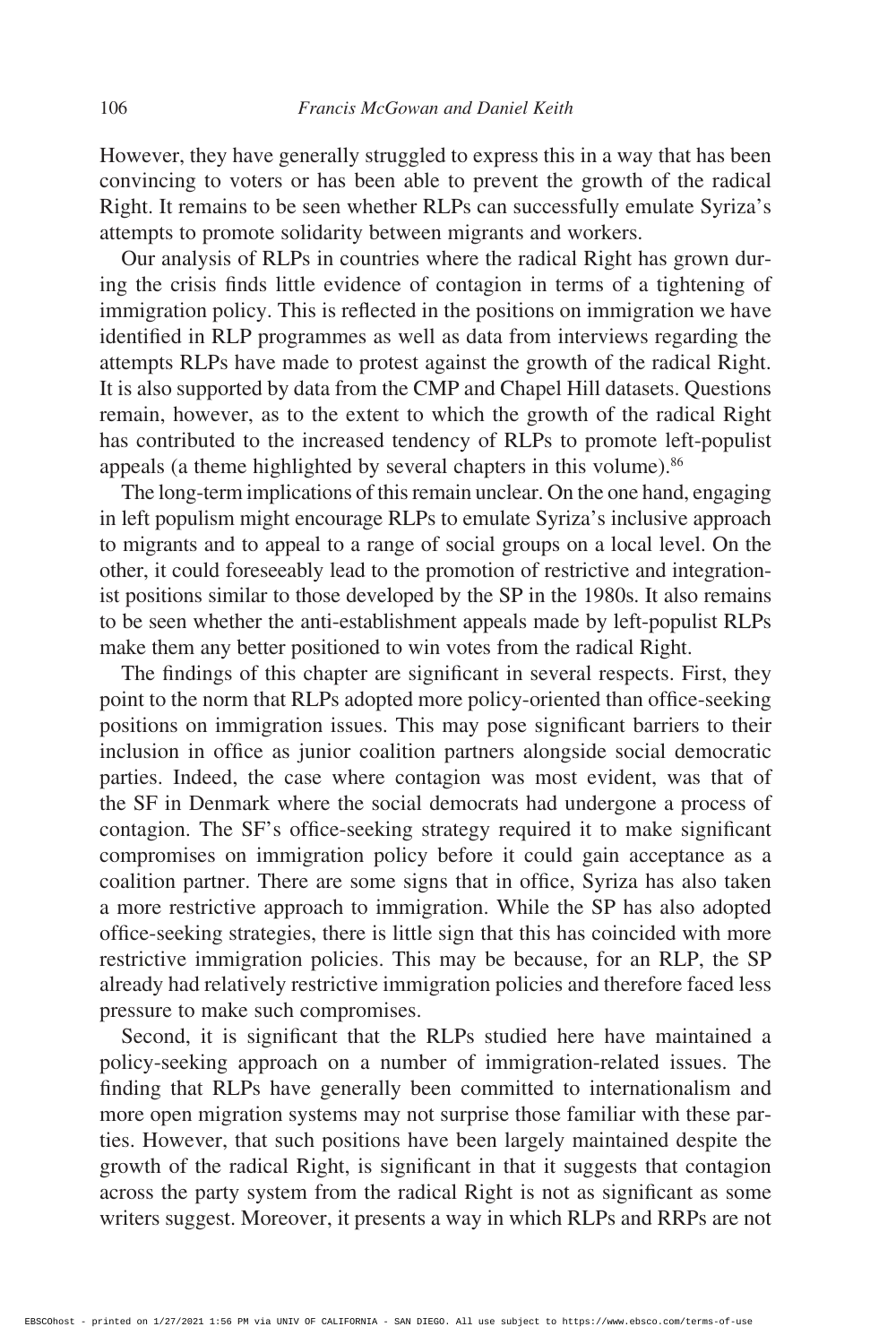However, they have generally struggled to express this in a way that has been convincing to voters or has been able to prevent the growth of the radical Right. It remains to be seen whether RLPs can successfully emulate Syriza's attempts to promote solidarity between migrants and workers.

Our analysis of RLPs in countries where the radical Right has grown during the crisis finds little evidence of contagion in terms of a tightening of immigration policy. This is reflected in the positions on immigration we have identified in RLP programmes as well as data from interviews regarding the attempts RLPs have made to protest against the growth of the radical Right. It is also supported by data from the CMP and Chapel Hill datasets. Questions remain, however, as to the extent to which the growth of the radical Right has contributed to the increased tendency of RLPs to promote left-populist appeals (a theme highlighted by several chapters in this volume).[86]

The long-term implications of this remain unclear. On the one hand, engaging in left populism might encourage RLPs to emulate Syriza's inclusive approach to migrants and to appeal to a range of social groups on a local level. On the other, it could foreseeably lead to the promotion of restrictive and integrationist positions similar to those developed by the SP in the 1980s. It also remains to be seen whether the anti-establishment appeals made by left-populist RLPs make them any better positioned to win votes from the radical Right.

The findings of this chapter are significant in several respects. First, they point to the norm that RLPs adopted more policy-oriented than office-seeking positions on immigration issues. This may pose significant barriers to their inclusion in office as junior coalition partners alongside social democratic parties. Indeed, the case where contagion was most evident, was that of the SF in Denmark where the social democrats had undergone a process of contagion. The SF's office-seeking strategy required it to make significant compromises on immigration policy before it could gain acceptance as a coalition partner. There are some signs that in office, Syriza has also taken a more restrictive approach to immigration. While the SP has also adopted office-seeking strategies, there is little sign that this has coincided with more restrictive immigration policies. This may be because, for an RLP, the SP already had relatively restrictive immigration policies and therefore faced less pressure to make such compromises.

Second, it is significant that the RLPs studied here have maintained a policy-seeking approach on a number of immigration-related issues. The finding that RLPs have generally been committed to internationalism and more open migration systems may not surprise those familiar with these parties. However, that such positions have been largely maintained despite the growth of the radical Right, is significant in that it suggests that contagion across the party system from the radical Right is not as significant as some writers suggest. Moreover, it presents a way in which RLPs and RRPs are not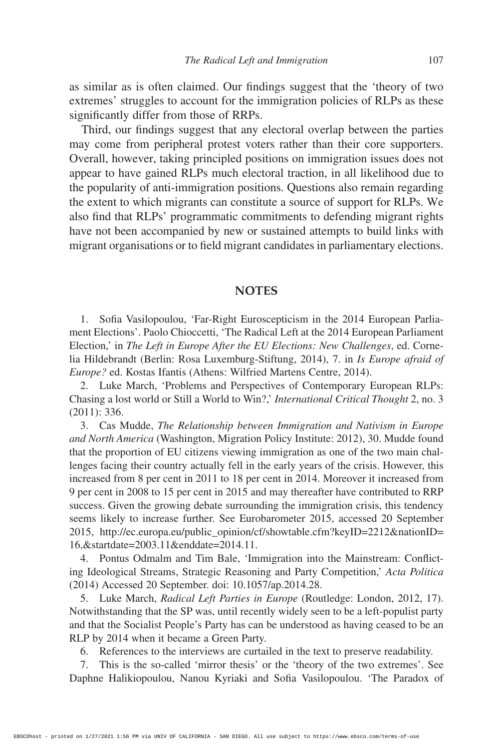as similar as is often claimed. Our findings suggest that the 'theory of two extremes' struggles to account for the immigration policies of RLPs as these significantly differ from those of RRPs.

Third, our findings suggest that any electoral overlap between the parties may come from peripheral protest voters rather than their core supporters. Overall, however, taking principled positions on immigration issues does not appear to have gained RLPs much electoral traction, in all likelihood due to the popularity of anti-immigration positions. Questions also remain regarding the extent to which migrants can constitute a source of support for RLPs. We also find that RLPs' programmatic commitments to defending migrant rights have not been accompanied by new or sustained attempts to build links with migrant organisations or to field migrant candidates in parliamentary elections.

## NOTES

1. Sofia Vasilopoulou, 'Far-Right Euroscepticism in the 2014 European Parliament Elections'. Paolo Chioccetti, 'The Radical Left at the 2014 European Parliament Election,' in *The Left in Europe After the EU Elections: New Challenges*, ed. Cornelia Hildebrandt (Berlin: Rosa Luxemburg-Stiftung, 2014), 7. in *Is Europe afraid of Europe?* ed. Kostas Ifantis (Athens: Wilfried Martens Centre, 2014).

2. Luke March, 'Problems and Perspectives of Contemporary European RLPs: Chasing a lost world or Still a World to Win?,' *International Critical Thought* 2, no. 3 (2011): 336.

3. Cas Mudde, *The Relationship between Immigration and Nativism in Europe and North America* (Washington, Migration Policy Institute: 2012), 30. Mudde found that the proportion of EU citizens viewing immigration as one of the two main challenges facing their country actually fell in the early years of the crisis. However, this increased from 8 per cent in 2011 to 18 per cent in 2014. Moreover it increased from 9 per cent in 2008 to 15 per cent in 2015 and may thereafter have contributed to RRP success. Given the growing debate surrounding the immigration crisis, this tendency seems likely to increase further. See Eurobarometer 2015, accessed 20 September 2015, http://ec.europa.eu/public_opinion/cf/showtable.cfm?keyID=2212&nationID=16,&startdate=2003.11&enddate=2014.11.

4. Pontus Odmalm and Tim Bale, 'Immigration into the Mainstream: Conflicting Ideological Streams, Strategic Reasoning and Party Competition,' *Acta Politica* (2014) Accessed 20 September. doi: 10.1057/ap.2014.28.

5. Luke March, *Radical Left Parties in Europe* (Routledge: London, 2012, 17). Notwithstanding that the SP was, until recently widely seen to be a left-populist party and that the Socialist People's Party has can be understood as having ceased to be an RLP by 2014 when it became a Green Party.

6. References to the interviews are curtailed in the text to preserve readability.

7. This is the so-called 'mirror thesis' or the 'theory of the two extremes'. See Daphne Halikiopoulou, Nanou Kyriaki and Sofia Vasilopoulou. 'The Paradox of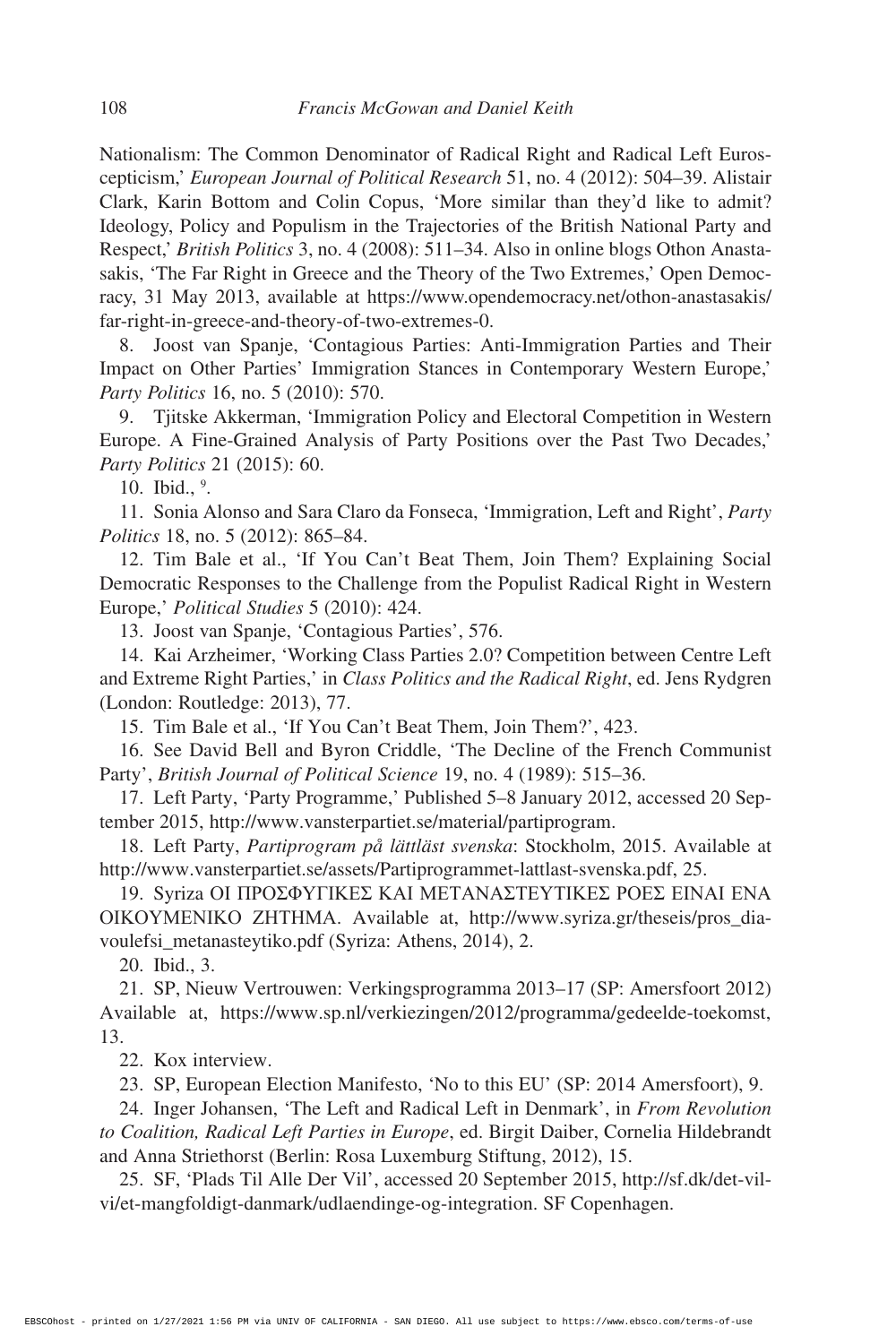Nationalism: The Common Denominator of Radical Right and Radical Left Euroscepticism,' *European Journal of Political Research* 51, no. 4 (2012): 504–39. Alistair Clark, Karin Bottom and Colin Copus, 'More similar than they'd like to admit? Ideology, Policy and Populism in the Trajectories of the British National Party and Respect,' *British Politics* 3, no. 4 (2008): 511–34. Also in online blogs Othon Anastasakis, 'The Far Right in Greece and the Theory of the Two Extremes,' Open Democracy, 31 May 2013, available at https://www.opendemocracy.net/othon-anastasakis/far-right-in-greece-and-theory-of-two-extremes-0.

8. Joost van Spanje, 'Contagious Parties: Anti-Immigration Parties and Their Impact on Other Parties' Immigration Stances in Contemporary Western Europe,' *Party Politics* 16, no. 5 (2010): 570.

9. Tjitske Akkerman, 'Immigration Policy and Electoral Competition in Western Europe. A Fine-Grained Analysis of Party Positions over the Past Two Decades,' *Party Politics* 21 (2015): 60.

10. Ibid., [9].

11. Sonia Alonso and Sara Claro da Fonseca, 'Immigration, Left and Right', *Party Politics* 18, no. 5 (2012): 865–84.

12. Tim Bale et al., 'If You Can't Beat Them, Join Them? Explaining Social Democratic Responses to the Challenge from the Populist Radical Right in Western Europe,' *Political Studies* 5 (2010): 424.

13. Joost van Spanje, 'Contagious Parties', 576.

14. Kai Arzheimer, 'Working Class Parties 2.0? Competition between Centre Left and Extreme Right Parties,' in *Class Politics and the Radical Right*, ed. Jens Rydgren (London: Routledge: 2013), 77.

15. Tim Bale et al., 'If You Can't Beat Them, Join Them?', 423.

16. See David Bell and Byron Criddle, 'The Decline of the French Communist Party', *British Journal of Political Science* 19, no. 4 (1989): 515–36.

17. Left Party, 'Party Programme,' Published 5–8 January 2012, accessed 20 September 2015, http://www.vansterpartiet.se/material/partiprogram.

18. Left Party, *Partiprogram på lättläst svenska*: Stockholm, 2015. Available at http://www.vansterpartiet.se/assets/Partiprogrammet-lattlast-svenska.pdf, 25.

19. Syriza ΟΙ ΠΡΟΣΦΥΓΙΚΕΣ ΚΑΙ ΜΕΤΑΝΑΣΤΕΥΤΙΚΕΣ ΡΟΕΣ ΕΙΝΑΙ ΕΝΑ ΟΙΚΟΥΜΕΝΙΚΟ ΖΗΤΗΜΑ. Available at, http://www.syriza.gr/theseis/pros_diavoulefsi_metanasteytiko.pdf (Syriza: Athens, 2014), 2.

20. Ibid., 3.

21. SP, Nieuw Vertrouwen: Verkingsprogramma 2013–17 (SP: Amersfoort 2012) Available at, https://www.sp.nl/verkiezingen/2012/programma/gedeelde-toekomst, 13.

22. Kox interview.

23. SP, European Election Manifesto, 'No to this EU' (SP: 2014 Amersfoort), 9.

24. Inger Johansen, 'The Left and Radical Left in Denmark', in *From Revolution to Coalition, Radical Left Parties in Europe*, ed. Birgit Daiber, Cornelia Hildebrandt and Anna Striethorst (Berlin: Rosa Luxemburg Stiftung, 2012), 15.

25. SF, 'Plads Til Alle Der Vil', accessed 20 September 2015, http://sf.dk/det-vil-vi/et-mangfoldigt-danmark/udlaendinge-og-integration. SF Copenhagen.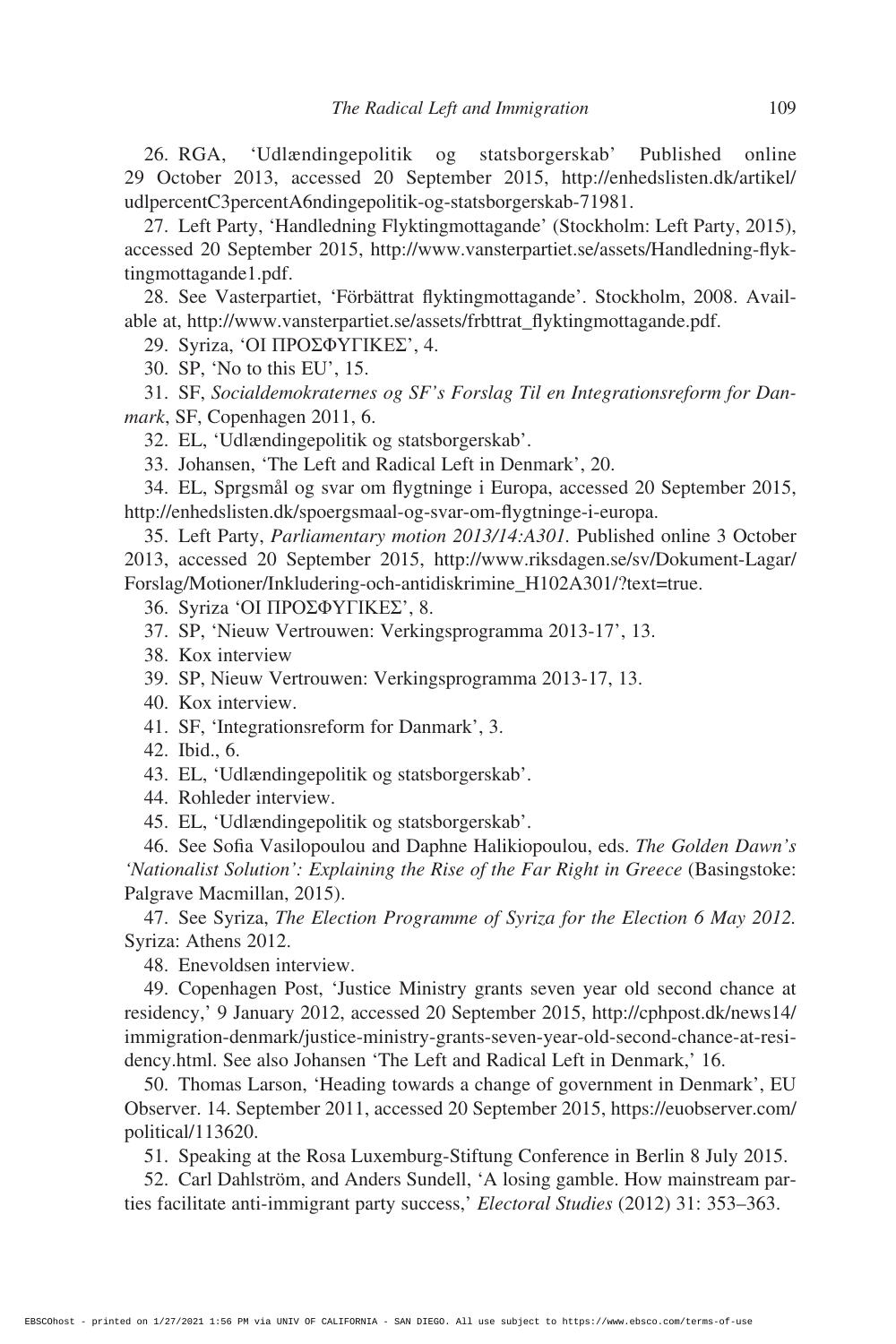26. RGA, 'Udlændingepolitik og statsborgerskab' Published online 29 October 2013, accessed 20 September 2015, http://enhedslisten.dk/artikel/udlpercentC3percentA6ndingepolitik-og-statsborgerskab-71981.

27. Left Party, 'Handledning Flyktingmottagande' (Stockholm: Left Party, 2015), accessed 20 September 2015, http://www.vansterpartiet.se/assets/Handledning-flyktingmottagande1.pdf.

28. See Vasterpartiet, 'Förbättrat flyktingmottagande'. Stockholm, 2008. Available at, http://www.vansterpartiet.se/assets/frbttrat_flyktingmottagande.pdf.

29. Syriza, 'OI ΠΡΟΣΦΥΓΙΚΕΣ', 4.

30. SP, 'No to this EU', 15.

31. SF, *Socialdemokraternes og SF's Forslag Til en Integrationsreform for Danmark*, SF, Copenhagen 2011, 6.

32. EL, 'Udlændingepolitik og statsborgerskab'.

33. Johansen, 'The Left and Radical Left in Denmark', 20.

34. EL, Sprgsmål og svar om flygtninge i Europa, accessed 20 September 2015, http://enhedslisten.dk/spoergsmaal-og-svar-om-flygtninge-i-europa.

35. Left Party, *Parliamentary motion 2013/14:A301.* Published online 3 October 2013, accessed 20 September 2015, http://www.riksdagen.se/sv/Dokument-Lagar/Forslag/Motioner/Inkludering-och-antidiskrimine_H102A301/?text=true.

36. Syriza 'OI ΠΡΟΣΦΥΓΙΚΕΣ', 8.

37. SP, 'Nieuw Vertrouwen: Verkingsprogramma 2013-17', 13.

38. Kox interview

39. SP, Nieuw Vertrouwen: Verkingsprogramma 2013-17, 13.

40. Kox interview.

41. SF, 'Integrationsreform for Danmark', 3.

42. Ibid., 6.

43. EL, 'Udlændingepolitik og statsborgerskab'.

44. Rohleder interview.

45. EL, 'Udlændingepolitik og statsborgerskab'.

46. See Sofia Vasilopoulou and Daphne Halikiopoulou, eds. *The Golden Dawn's 'Nationalist Solution': Explaining the Rise of the Far Right in Greece* (Basingstoke: Palgrave Macmillan, 2015).

47. See Syriza, *The Election Programme of Syriza for the Election 6 May 2012.* Syriza: Athens 2012.

48. Enevoldsen interview.

49. Copenhagen Post, 'Justice Ministry grants seven year old second chance at residency,' 9 January 2012, accessed 20 September 2015, http://cphpost.dk/news14/immigration-denmark/justice-ministry-grants-seven-year-old-second-chance-at-residency.html. See also Johansen 'The Left and Radical Left in Denmark,' 16.

50. Thomas Larson, 'Heading towards a change of government in Denmark', EU Observer. 14. September 2011, accessed 20 September 2015, https://euobserver.com/political/113620.

51. Speaking at the Rosa Luxemburg-Stiftung Conference in Berlin 8 July 2015.

52. Carl Dahlström, and Anders Sundell, 'A losing gamble. How mainstream parties facilitate anti-immigrant party success,' *Electoral Studies* (2012) 31: 353–363.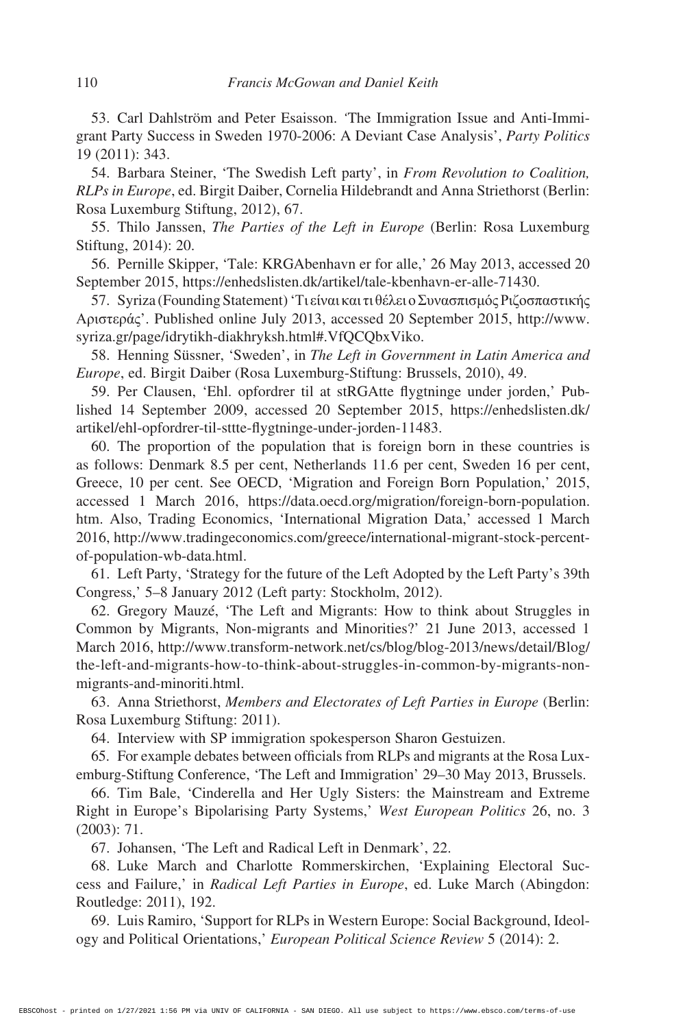53. Carl Dahlström and Peter Esaisson. 'The Immigration Issue and Anti-Immigrant Party Success in Sweden 1970-2006: A Deviant Case Analysis', *Party Politics* 19 (2011): 343.

54. Barbara Steiner, 'The Swedish Left party', in *From Revolution to Coalition, RLPs in Europe*, ed. Birgit Daiber, Cornelia Hildebrandt and Anna Striethorst (Berlin: Rosa Luxemburg Stiftung, 2012), 67.

55. Thilo Janssen, *The Parties of the Left in Europe* (Berlin: Rosa Luxemburg Stiftung, 2014): 20.

56. Pernille Skipper, 'Tale: KRGAbenhavn er for alle,' 26 May 2013, accessed 20 September 2015, https://enhedslisten.dk/artikel/tale-kbenhavn-er-alle-71430.

57. Syriza (Founding Statement) 'Τι είναι και τι θέλει ο Συνασπισμός Ριζοσπαστικής Αριστεράς'. Published online July 2013, accessed 20 September 2015, http://www.syriza.gr/page/idrytikh-diakhryksh.html#.VfQCQbxViko.

58. Henning Süssner, 'Sweden', in *The Left in Government in Latin America and Europe*, ed. Birgit Daiber (Rosa Luxemburg-Stiftung: Brussels, 2010), 49.

59. Per Clausen, 'Ehl. opfordrer til at stRGAtte flygtninge under jorden,' Published 14 September 2009, accessed 20 September 2015, https://enhedslisten.dk/artikel/ehl-opfordrer-til-sttte-flygtninge-under-jorden-11483.

60. The proportion of the population that is foreign born in these countries is as follows: Denmark 8.5 per cent, Netherlands 11.6 per cent, Sweden 16 per cent, Greece, 10 per cent. See OECD, 'Migration and Foreign Born Population,' 2015, accessed 1 March 2016, https://data.oecd.org/migration/foreign-born-population.htm. Also, Trading Economics, 'International Migration Data,' accessed 1 March 2016, http://www.tradingeconomics.com/greece/international-migrant-stock-percent-of-population-wb-data.html.

61. Left Party, 'Strategy for the future of the Left Adopted by the Left Party's 39th Congress,' 5–8 January 2012 (Left party: Stockholm, 2012).

62. Gregory Mauzé, 'The Left and Migrants: How to think about Struggles in Common by Migrants, Non-migrants and Minorities?' 21 June 2013, accessed 1 March 2016, http://www.transform-network.net/cs/blog/blog-2013/news/detail/Blog/the-left-and-migrants-how-to-think-about-struggles-in-common-by-migrants-non-migrants-and-minoriti.html.

63. Anna Striethorst, *Members and Electorates of Left Parties in Europe* (Berlin: Rosa Luxemburg Stiftung: 2011).

64. Interview with SP immigration spokesperson Sharon Gestuizen.

65. For example debates between officials from RLPs and migrants at the Rosa Luxemburg-Stiftung Conference, 'The Left and Immigration' 29–30 May 2013, Brussels.

66. Tim Bale, 'Cinderella and Her Ugly Sisters: the Mainstream and Extreme Right in Europe's Bipolarising Party Systems,' *West European Politics* 26, no. 3 (2003): 71.

67. Johansen, 'The Left and Radical Left in Denmark', 22.

68. Luke March and Charlotte Rommerskirchen, 'Explaining Electoral Success and Failure,' in *Radical Left Parties in Europe*, ed. Luke March (Abingdon: Routledge: 2011), 192.

69. Luis Ramiro, 'Support for RLPs in Western Europe: Social Background, Ideology and Political Orientations,' *European Political Science Review* 5 (2014): 2.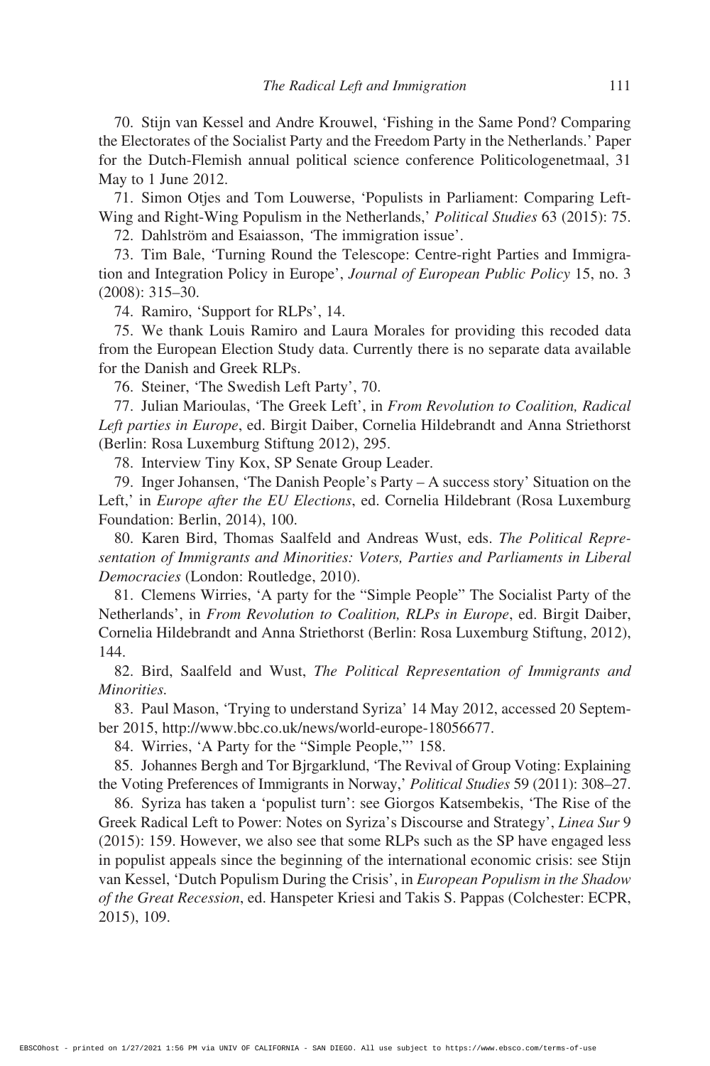70. Stijn van Kessel and Andre Krouwel, 'Fishing in the Same Pond? Comparing the Electorates of the Socialist Party and the Freedom Party in the Netherlands.' Paper for the Dutch-Flemish annual political science conference Politicologenetmaal, 31 May to 1 June 2012.

71. Simon Otjes and Tom Louwerse, 'Populists in Parliament: Comparing Left-Wing and Right-Wing Populism in the Netherlands,' *Political Studies* 63 (2015): 75.

72. Dahlström and Esaiasson, 'The immigration issue'.

73. Tim Bale, 'Turning Round the Telescope: Centre-right Parties and Immigration and Integration Policy in Europe', *Journal of European Public Policy* 15, no. 3 (2008): 315–30.

74. Ramiro, 'Support for RLPs', 14.

75. We thank Louis Ramiro and Laura Morales for providing this recoded data from the European Election Study data. Currently there is no separate data available for the Danish and Greek RLPs.

76. Steiner, 'The Swedish Left Party', 70.

77. Julian Marioulas, 'The Greek Left', in *From Revolution to Coalition, Radical Left parties in Europe*, ed. Birgit Daiber, Cornelia Hildebrandt and Anna Striethorst (Berlin: Rosa Luxemburg Stiftung 2012), 295.

78. Interview Tiny Kox, SP Senate Group Leader.

79. Inger Johansen, 'The Danish People's Party – A success story' Situation on the Left,' in *Europe after the EU Elections*, ed. Cornelia Hildebrant (Rosa Luxemburg Foundation: Berlin, 2014), 100.

80. Karen Bird, Thomas Saalfeld and Andreas Wust, eds. *The Political Representation of Immigrants and Minorities: Voters, Parties and Parliaments in Liberal Democracies* (London: Routledge, 2010).

81. Clemens Wirries, 'A party for the "Simple People" The Socialist Party of the Netherlands', in *From Revolution to Coalition, RLPs in Europe*, ed. Birgit Daiber, Cornelia Hildebrandt and Anna Striethorst (Berlin: Rosa Luxemburg Stiftung, 2012), 144.

82. Bird, Saalfeld and Wust, *The Political Representation of Immigrants and Minorities.*

83. Paul Mason, 'Trying to understand Syriza' 14 May 2012, accessed 20 September 2015, http://www.bbc.co.uk/news/world-europe-18056677.

84. Wirries, 'A Party for the "Simple People,"' 158.

85. Johannes Bergh and Tor Bjrgarklund, 'The Revival of Group Voting: Explaining the Voting Preferences of Immigrants in Norway,' *Political Studies* 59 (2011): 308–27.

86. Syriza has taken a 'populist turn': see Giorgos Katsembekis, 'The Rise of the Greek Radical Left to Power: Notes on Syriza's Discourse and Strategy', *Linea Sur* 9 (2015): 159. However, we also see that some RLPs such as the SP have engaged less in populist appeals since the beginning of the international economic crisis: see Stijn van Kessel, 'Dutch Populism During the Crisis', in *European Populism in the Shadow of the Great Recession*, ed. Hanspeter Kriesi and Takis S. Pappas (Colchester: ECPR, 2015), 109.